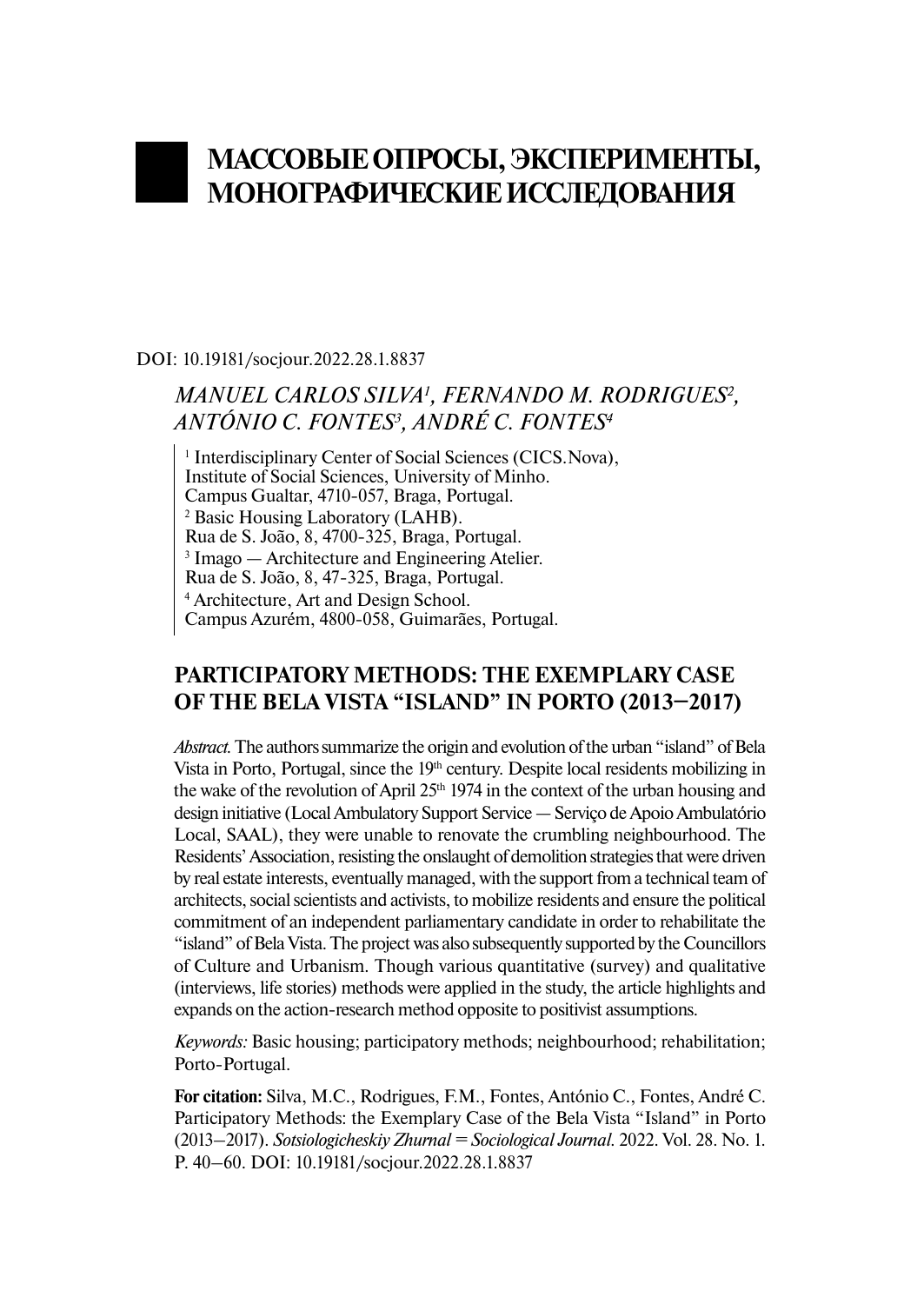# МАССОВЫЕ ОПРОСЫ, ЭКСПЕРИМЕНТЫ, МОНОГРАФИЧЕСКИЕ ИССЛЕДОВАНИЯ

DOI: 10.19181/socjour.2022.28.1.8837

*MANUEL CARLOS SILVA[1], FERNANDO M. RODRIGUES[2], ANTÓNIO C. FONTES[3], ANDRÉ C. FONTES[4]*

[1] Interdisciplinary Center of Social Sciences (CICS.Nova), Institute of Social Sciences, University of Minho. Campus Gualtar, 4710-057, Braga, Portugal.
[2] Basic Housing Laboratory (LAHB). Rua de S. João, 8, 4700-325, Braga, Portugal.
[3] Imago — Architecture and Engineering Atelier. Rua de S. João, 8, 47-325, Braga, Portugal.
[4] Architecture, Art and Design School. Campus Azurém, 4800-058, Guimarães, Portugal.

## PARTICIPATORY METHODS: THE EXEMPLARY CASE OF THE BELA VISTA "ISLAND" IN PORTO (2013–2017)

*Abstract.* The authors summarize the origin and evolution of the urban "island" of Bela Vista in Porto, Portugal, since the 19th century. Despite local residents mobilizing in the wake of the revolution of April 25th 1974 in the context of the urban housing and design initiative (Local Ambulatory Support Service — Serviço de Apoio Ambulatório Local, SAAL), they were unable to renovate the crumbling neighbourhood. The Residents' Association, resisting the onslaught of demolition strategies that were driven by real estate interests, eventually managed, with the support from a technical team of architects, social scientists and activists, to mobilize residents and ensure the political commitment of an independent parliamentary candidate in order to rehabilitate the "island" of Bela Vista. The project was also subsequently supported by the Councillors of Culture and Urbanism. Though various quantitative (survey) and qualitative (interviews, life stories) methods were applied in the study, the article highlights and expands on the action-research method opposite to positivist assumptions.

*Keywords:* Basic housing; participatory methods; neighbourhood; rehabilitation; Porto-Portugal.

**For citation:** Silva, M.C., Rodrigues, F.M., Fontes, António C., Fontes, André C. Participatory Methods: the Exemplary Case of the Bela Vista "Island" in Porto (2013–2017). *Sotsiologicheskiy Zhurnal = Sociological Journal.* 2022. Vol. 28. No. 1. P. 40–60. DOI: 10.19181/socjour.2022.28.1.8837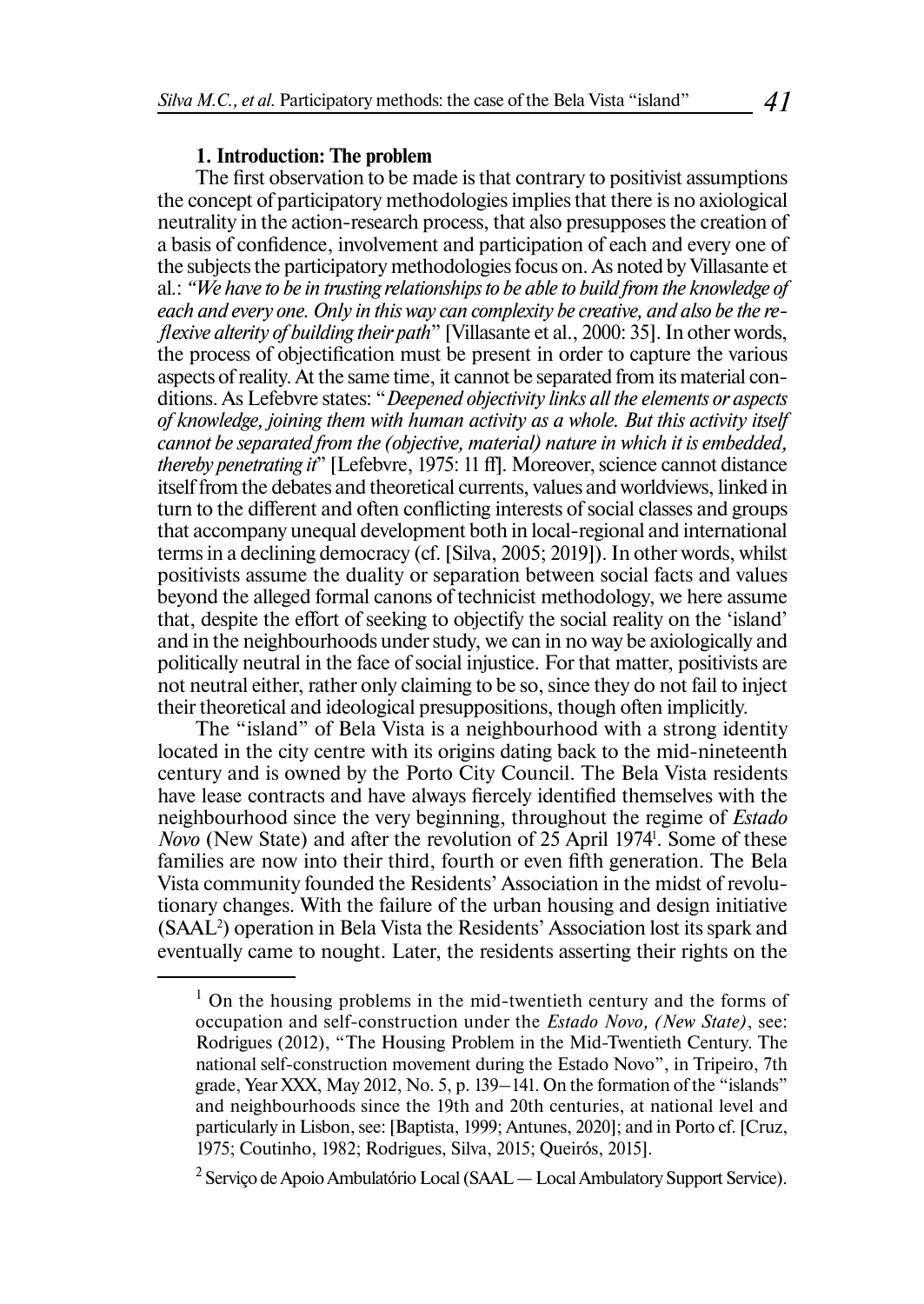### 1. Introduction: The problem

The first observation to be made is that contrary to positivist assumptions the concept of participatory methodologies implies that there is no axiological neutrality in the action-research process, that also presupposes the creation of a basis of confidence, involvement and participation of each and every one of the subjects the participatory methodologies focus on. As noted by Villasante et al.: *"We have to be in trusting relationships to be able to build from the knowledge of each and every one. Only in this way can complexity be creative, and also be the reflexive alterity of building their path"* [Villasante et al., 2000: 35]. In other words, the process of objectification must be present in order to capture the various aspects of reality. At the same time, it cannot be separated from its material conditions. As Lefebvre states: "*Deepened objectivity links all the elements or aspects of knowledge, joining them with human activity as a whole. But this activity itself cannot be separated from the (objective, material) nature in which it is embedded, thereby penetrating it*" [Lefebvre, 1975: 11 ff]. Moreover, science cannot distance itself from the debates and theoretical currents, values and worldviews, linked in turn to the different and often conflicting interests of social classes and groups that accompany unequal development both in local-regional and international terms in a declining democracy (cf. [Silva, 2005; 2019]). In other words, whilst positivists assume the duality or separation between social facts and values beyond the alleged formal canons of technicist methodology, we here assume that, despite the effort of seeking to objectify the social reality on the 'island' and in the neighbourhoods under study, we can in no way be axiologically and politically neutral in the face of social injustice. For that matter, positivists are not neutral either, rather only claiming to be so, since they do not fail to inject their theoretical and ideological presuppositions, though often implicitly.

The "island" of Bela Vista is a neighbourhood with a strong identity located in the city centre with its origins dating back to the mid-nineteenth century and is owned by the Porto City Council. The Bela Vista residents have lease contracts and have always fiercely identified themselves with the neighbourhood since the very beginning, throughout the regime of *Estado Novo* (New State) and after the revolution of 25 April 1974[1]. Some of these families are now into their third, fourth or even fifth generation. The Bela Vista community founded the Residents' Association in the midst of revolutionary changes. With the failure of the urban housing and design initiative (SAAL[2]) operation in Bela Vista the Residents' Association lost its spark and eventually came to nought. Later, the residents asserting their rights on the

---

[1] On the housing problems in the mid-twentieth century and the forms of occupation and self-construction under the *Estado Novo, (New State)*, see: Rodrigues (2012), "The Housing Problem in the Mid-Twentieth Century. The national self-construction movement during the Estado Novo", in Tripeiro, 7th grade, Year XXX, May 2012, No. 5, p. 139–141. On the formation of the "islands" and neighbourhoods since the 19th and 20th centuries, at national level and particularly in Lisbon, see: [Baptista, 1999; Antunes, 2020]; and in Porto cf. [Cruz, 1975; Coutinho, 1982; Rodrigues, Silva, 2015; Queirós, 2015].

[2] Serviço de Apoio Ambulatório Local (SAAL — Local Ambulatory Support Service).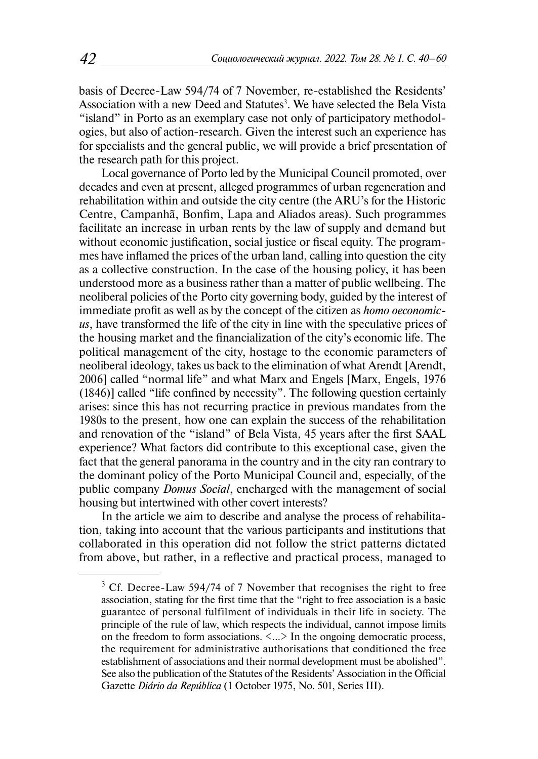basis of Decree-Law 594/74 of 7 November, re-established the Residents' Association with a new Deed and Statutes[3]. We have selected the Bela Vista "island" in Porto as an exemplary case not only of participatory methodologies, but also of action-research. Given the interest such an experience has for specialists and the general public, we will provide a brief presentation of the research path for this project.

Local governance of Porto led by the Municipal Council promoted, over decades and even at present, alleged programmes of urban regeneration and rehabilitation within and outside the city centre (the ARU's for the Historic Centre, Campanhã, Bonfim, Lapa and Aliados areas). Such programmes facilitate an increase in urban rents by the law of supply and demand but without economic justification, social justice or fiscal equity. The programmes have inflamed the prices of the urban land, calling into question the city as a collective construction. In the case of the housing policy, it has been understood more as a business rather than a matter of public wellbeing. The neoliberal policies of the Porto city governing body, guided by the interest of immediate profit as well as by the concept of the citizen as *homo oeconomicus*, have transformed the life of the city in line with the speculative prices of the housing market and the financialization of the city's economic life. The political management of the city, hostage to the economic parameters of neoliberal ideology, takes us back to the elimination of what Arendt [Arendt, 2006] called "normal life" and what Marx and Engels [Marx, Engels, 1976 (1846)] called "life confined by necessity". The following question certainly arises: since this has not recurring practice in previous mandates from the 1980s to the present, how one can explain the success of the rehabilitation and renovation of the "island" of Bela Vista, 45 years after the first SAAL experience? What factors did contribute to this exceptional case, given the fact that the general panorama in the country and in the city ran contrary to the dominant policy of the Porto Municipal Council and, especially, of the public company *Domus Social*, encharged with the management of social housing but intertwined with other covert interests?

In the article we aim to describe and analyse the process of rehabilitation, taking into account that the various participants and institutions that collaborated in this operation did not follow the strict patterns dictated from above, but rather, in a reflective and practical process, managed to

[3] Cf. Decree-Law 594/74 of 7 November that recognises the right to free association, stating for the first time that the "right to free association is a basic guarantee of personal fulfilment of individuals in their life in society. The principle of the rule of law, which respects the individual, cannot impose limits on the freedom to form associations. <...> In the ongoing democratic process, the requirement for administrative authorisations that conditioned the free establishment of associations and their normal development must be abolished". See also the publication of the Statutes of the Residents' Association in the Official Gazette *Diário da República* (1 October 1975, No. 501, Series III).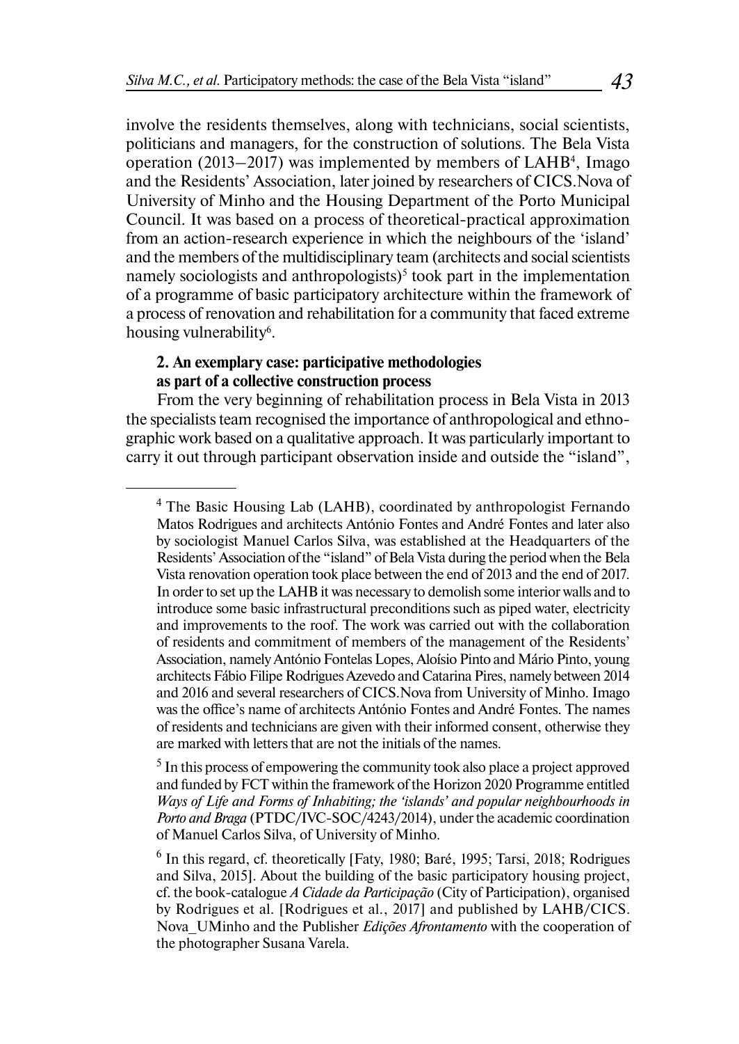involve the residents themselves, along with technicians, social scientists, politicians and managers, for the construction of solutions. The Bela Vista operation (2013–2017) was implemented by members of LAHB[4], Imago and the Residents' Association, later joined by researchers of CICS.Nova of University of Minho and the Housing Department of the Porto Municipal Council. It was based on a process of theoretical-practical approximation from an action-research experience in which the neighbours of the 'island' and the members of the multidisciplinary team (architects and social scientists namely sociologists and anthropologists)[5] took part in the implementation of a programme of basic participatory architecture within the framework of a process of renovation and rehabilitation for a community that faced extreme housing vulnerability[6].

### 2. An exemplary case: participative methodologies as part of a collective construction process

From the very beginning of rehabilitation process in Bela Vista in 2013 the specialists team recognised the importance of anthropological and ethnographic work based on a qualitative approach. It was particularly important to carry it out through participant observation inside and outside the "island",

---

[4] The Basic Housing Lab (LAHB), coordinated by anthropologist Fernando Matos Rodrigues and architects António Fontes and André Fontes and later also by sociologist Manuel Carlos Silva, was established at the Headquarters of the Residents' Association of the "island" of Bela Vista during the period when the Bela Vista renovation operation took place between the end of 2013 and the end of 2017. In order to set up the LAHB it was necessary to demolish some interior walls and to introduce some basic infrastructural preconditions such as piped water, electricity and improvements to the roof. The work was carried out with the collaboration of residents and commitment of members of the management of the Residents' Association, namely António Fontelas Lopes, Aloísio Pinto and Mário Pinto, young architects Fábio Filipe Rodrigues Azevedo and Catarina Pires, namely between 2014 and 2016 and several researchers of CICS.Nova from University of Minho. Imago was the office's name of architects António Fontes and André Fontes. The names of residents and technicians are given with their informed consent, otherwise they are marked with letters that are not the initials of the names.

[5] In this process of empowering the community took also place a project approved and funded by FCT within the framework of the Horizon 2020 Programme entitled *Ways of Life and Forms of Inhabiting; the 'islands' and popular neighbourhoods in Porto and Braga* (PTDC/IVC-SOC/4243/2014), under the academic coordination of Manuel Carlos Silva, of University of Minho.

[6] In this regard, cf. theoretically [Faty, 1980; Baré, 1995; Tarsi, 2018; Rodrigues and Silva, 2015]. About the building of the basic participatory housing project, cf. the book-catalogue *A Cidade da Participação* (City of Participation), organised by Rodrigues et al. [Rodrigues et al., 2017] and published by LAHB/CICS. Nova_UMinho and the Publisher *Edições Afrontamento* with the cooperation of the photographer Susana Varela.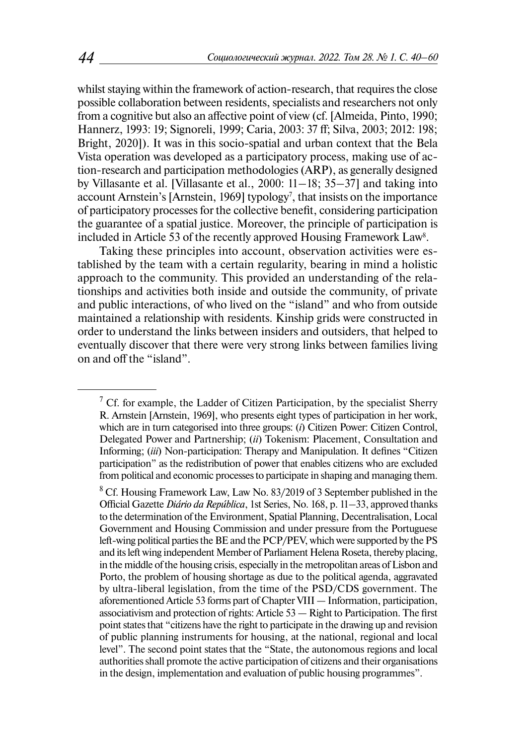whilst staying within the framework of action-research, that requires the close possible collaboration between residents, specialists and researchers not only from a cognitive but also an affective point of view (cf. [Almeida, Pinto, 1990; Hannerz, 1993: 19; Signoreli, 1999; Caria, 2003: 37 ff; Silva, 2003; 2012: 198; Bright, 2020]). It was in this socio-spatial and urban context that the Bela Vista operation was developed as a participatory process, making use of action-research and participation methodologies (ARP), as generally designed by Villasante et al. [Villasante et al., 2000: 11–18; 35–37] and taking into account Arnstein's [Arnstein, 1969] typology[7], that insists on the importance of participatory processes for the collective benefit, considering participation the guarantee of a spatial justice. Moreover, the principle of participation is included in Article 53 of the recently approved Housing Framework Law[8].

Taking these principles into account, observation activities were established by the team with a certain regularity, bearing in mind a holistic approach to the community. This provided an understanding of the relationships and activities both inside and outside the community, of private and public interactions, of who lived on the "island" and who from outside maintained a relationship with residents. Kinship grids were constructed in order to understand the links between insiders and outsiders, that helped to eventually discover that there were very strong links between families living on and off the "island".

---

[7] Cf. for example, the Ladder of Citizen Participation, by the specialist Sherry R. Arnstein [Arnstein, 1969], who presents eight types of participation in her work, which are in turn categorised into three groups: (*i*) Citizen Power: Citizen Control, Delegated Power and Partnership; (*ii*) Tokenism: Placement, Consultation and Informing; (*iii*) Non-participation: Therapy and Manipulation. It defines "Citizen participation" as the redistribution of power that enables citizens who are excluded from political and economic processes to participate in shaping and managing them.

[8] Cf. Housing Framework Law, Law No. 83/2019 of 3 September published in the Official Gazette *Diário da República*, 1st Series, No. 168, p. 11–33, approved thanks to the determination of the Environment, Spatial Planning, Decentralisation, Local Government and Housing Commission and under pressure from the Portuguese left-wing political parties the BE and the PCP/PEV, which were supported by the PS and its left wing independent Member of Parliament Helena Roseta, thereby placing, in the middle of the housing crisis, especially in the metropolitan areas of Lisbon and Porto, the problem of housing shortage as due to the political agenda, aggravated by ultra-liberal legislation, from the time of the PSD/CDS government. The aforementioned Article 53 forms part of Chapter VIII — Information, participation, associativism and protection of rights: Article 53 — Right to Participation. The first point states that "citizens have the right to participate in the drawing up and revision of public planning instruments for housing, at the national, regional and local level". The second point states that the "State, the autonomous regions and local authorities shall promote the active participation of citizens and their organisations in the design, implementation and evaluation of public housing programmes".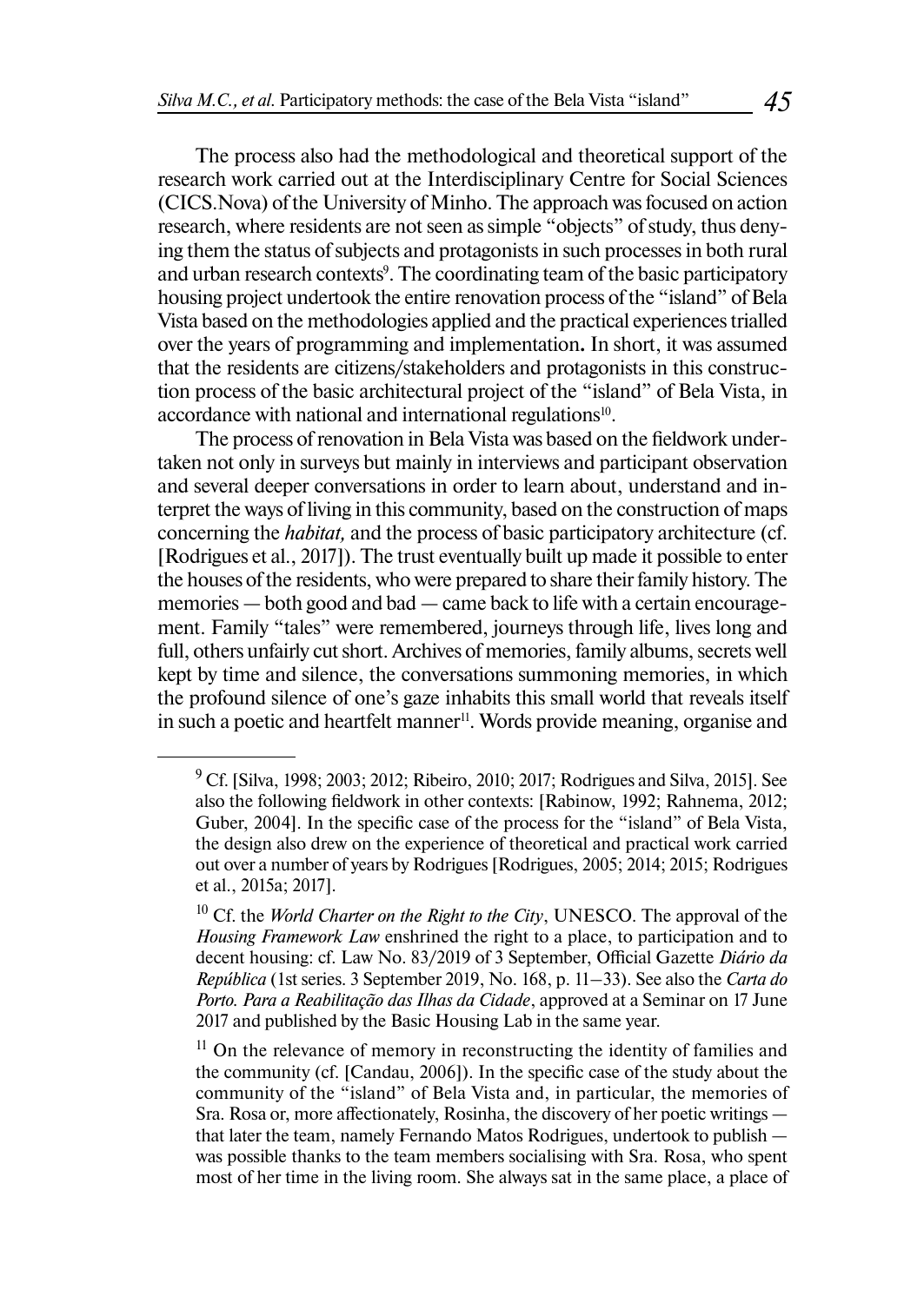The process also had the methodological and theoretical support of the research work carried out at the Interdisciplinary Centre for Social Sciences (CICS.Nova) of the University of Minho. The approach was focused on action research, where residents are not seen as simple "objects" of study, thus denying them the status of subjects and protagonists in such processes in both rural and urban research contexts[9]. The coordinating team of the basic participatory housing project undertook the entire renovation process of the "island" of Bela Vista based on the methodologies applied and the practical experiences trialled over the years of programming and implementation**.** In short, it was assumed that the residents are citizens/stakeholders and protagonists in this construction process of the basic architectural project of the "island" of Bela Vista, in accordance with national and international regulations[10].

The process of renovation in Bela Vista was based on the fieldwork undertaken not only in surveys but mainly in interviews and participant observation and several deeper conversations in order to learn about, understand and interpret the ways of living in this community, based on the construction of maps concerning the *habitat,* and the process of basic participatory architecture (cf. [Rodrigues et al., 2017]). The trust eventually built up made it possible to enter the houses of the residents, who were prepared to share their family history. The memories — both good and bad — came back to life with a certain encouragement. Family "tales" were remembered, journeys through life, lives long and full, others unfairly cut short. Archives of memories, family albums, secrets well kept by time and silence, the conversations summoning memories, in which the profound silence of one's gaze inhabits this small world that reveals itself in such a poetic and heartfelt manner[11]. Words provide meaning, organise and

---

[9] Cf. [Silva, 1998; 2003; 2012; Ribeiro, 2010; 2017; Rodrigues and Silva, 2015]. See also the following fieldwork in other contexts: [Rabinow, 1992; Rahnema, 2012; Guber, 2004]. In the specific case of the process for the "island" of Bela Vista, the design also drew on the experience of theoretical and practical work carried out over a number of years by Rodrigues [Rodrigues, 2005; 2014; 2015; Rodrigues et al., 2015a; 2017].

[10] Cf. the *World Charter on the Right to the City*, UNESCO. The approval of the *Housing Framework Law* enshrined the right to a place, to participation and to decent housing: cf. Law No. 83/2019 of 3 September, Official Gazette *Diário da República* (1st series. 3 September 2019, No. 168, p. 11–33). See also the *Carta do Porto. Para a Reabilitação das Ilhas da Cidade*, approved at a Seminar on 17 June 2017 and published by the Basic Housing Lab in the same year.

[11] On the relevance of memory in reconstructing the identity of families and the community (cf. [Candau, 2006]). In the specific case of the study about the community of the "island" of Bela Vista and, in particular, the memories of Sra. Rosa or, more affectionately, Rosinha, the discovery of her poetic writings — that later the team, namely Fernando Matos Rodrigues, undertook to publish — was possible thanks to the team members socialising with Sra. Rosa, who spent most of her time in the living room. She always sat in the same place, a place of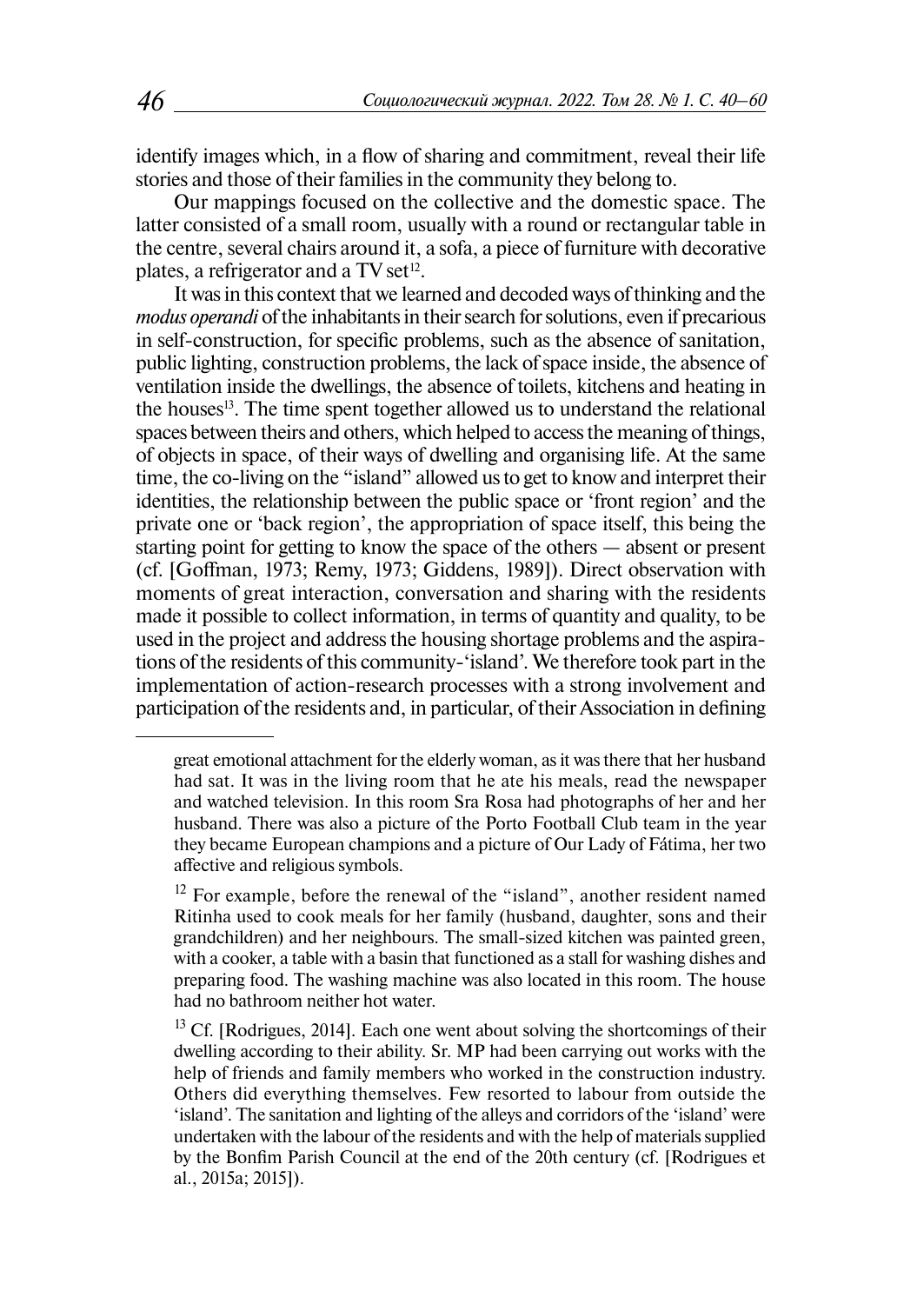identify images which, in a flow of sharing and commitment, reveal their life stories and those of their families in the community they belong to.

Our mappings focused on the collective and the domestic space. The latter consisted of a small room, usually with a round or rectangular table in the centre, several chairs around it, a sofa, a piece of furniture with decorative plates, a refrigerator and a TV set[12].

It was in this context that we learned and decoded ways of thinking and the *modus operandi* of the inhabitants in their search for solutions, even if precarious in self-construction, for specific problems, such as the absence of sanitation, public lighting, construction problems, the lack of space inside, the absence of ventilation inside the dwellings, the absence of toilets, kitchens and heating in the houses[13]. The time spent together allowed us to understand the relational spaces between theirs and others, which helped to access the meaning of things, of objects in space, of their ways of dwelling and organising life. At the same time, the co-living on the "island" allowed us to get to know and interpret their identities, the relationship between the public space or 'front region' and the private one or 'back region', the appropriation of space itself, this being the starting point for getting to know the space of the others — absent or present (cf. [Goffman, 1973; Remy, 1973; Giddens, 1989]). Direct observation with moments of great interaction, conversation and sharing with the residents made it possible to collect information, in terms of quantity and quality, to be used in the project and address the housing shortage problems and the aspirations of the residents of this community-'island'. We therefore took part in the implementation of action-research processes with a strong involvement and participation of the residents and, in particular, of their Association in defining

---

great emotional attachment for the elderly woman, as it was there that her husband had sat. It was in the living room that he ate his meals, read the newspaper and watched television. In this room Sra Rosa had photographs of her and her husband. There was also a picture of the Porto Football Club team in the year they became European champions and a picture of Our Lady of Fátima, her two affective and religious symbols.

[12] For example, before the renewal of the "island", another resident named Ritinha used to cook meals for her family (husband, daughter, sons and their grandchildren) and her neighbours. The small-sized kitchen was painted green, with a cooker, a table with a basin that functioned as a stall for washing dishes and preparing food. The washing machine was also located in this room. The house had no bathroom neither hot water.

[13] Cf. [Rodrigues, 2014]. Each one went about solving the shortcomings of their dwelling according to their ability. Sr. MP had been carrying out works with the help of friends and family members who worked in the construction industry. Others did everything themselves. Few resorted to labour from outside the 'island'. The sanitation and lighting of the alleys and corridors of the 'island' were undertaken with the labour of the residents and with the help of materials supplied by the Bonfim Parish Council at the end of the 20th century (cf. [Rodrigues et al., 2015a; 2015]).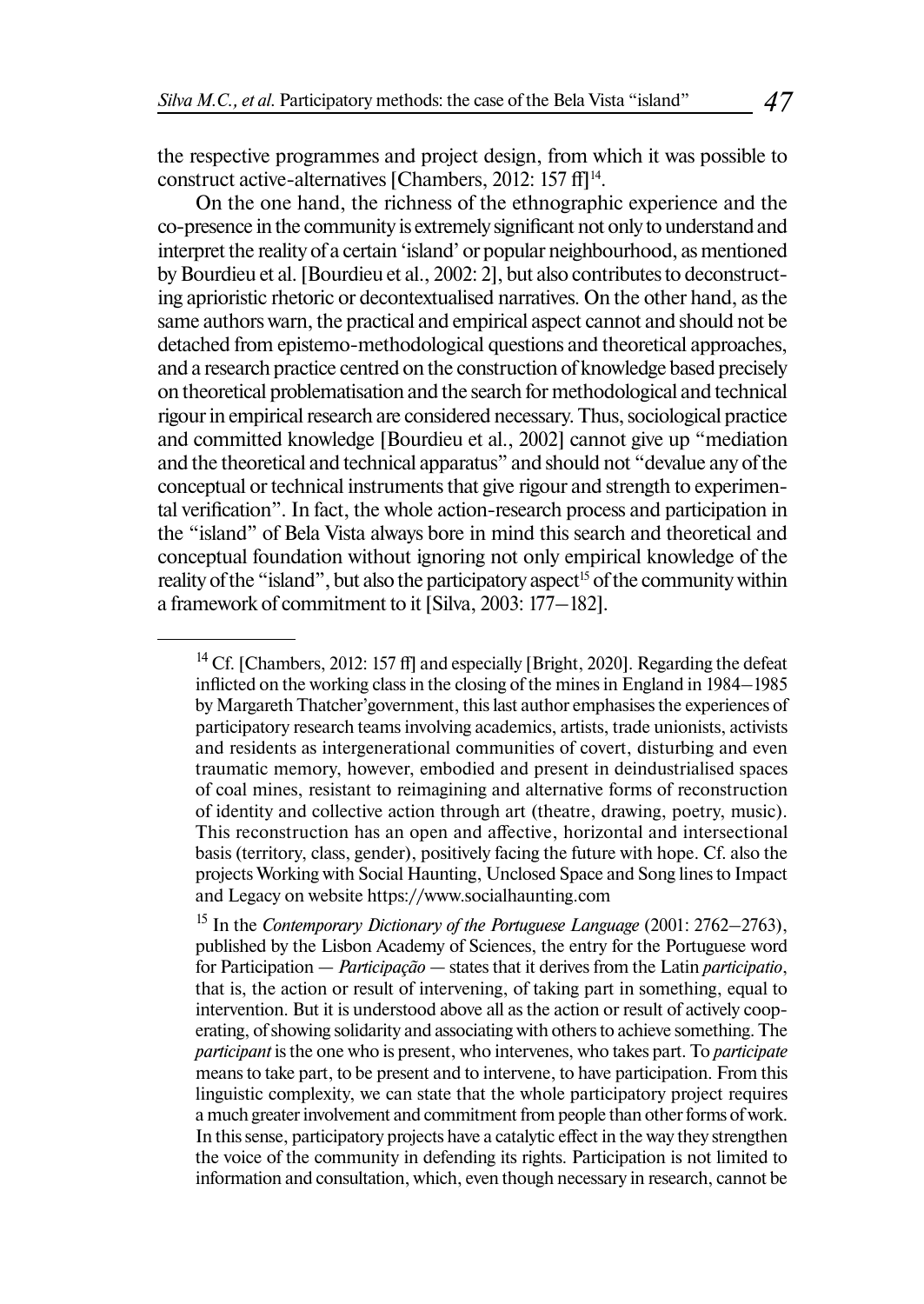the respective programmes and project design, from which it was possible to construct active-alternatives [Chambers, 2012: 157 ff][14].

On the one hand, the richness of the ethnographic experience and the co-presence in the community is extremely significant not only to understand and interpret the reality of a certain 'island' or popular neighbourhood, as mentioned by Bourdieu et al. [Bourdieu et al., 2002: 2], but also contributes to deconstructing aprioristic rhetoric or decontextualised narratives. On the other hand, as the same authors warn, the practical and empirical aspect cannot and should not be detached from epistemo-methodological questions and theoretical approaches, and a research practice centred on the construction of knowledge based precisely on theoretical problematisation and the search for methodological and technical rigour in empirical research are considered necessary. Thus, sociological practice and committed knowledge [Bourdieu et al., 2002] cannot give up "mediation and the theoretical and technical apparatus" and should not "devalue any of the conceptual or technical instruments that give rigour and strength to experimental verification". In fact, the whole action-research process and participation in the "island" of Bela Vista always bore in mind this search and theoretical and conceptual foundation without ignoring not only empirical knowledge of the reality of the "island", but also the participatory aspect[15] of the community within a framework of commitment to it [Silva, 2003: 177–182].

---

[14] Cf. [Chambers, 2012: 157 ff] and especially [Bright, 2020]. Regarding the defeat inflicted on the working class in the closing of the mines in England in 1984–1985 by Margareth Thatcher'government, this last author emphasises the experiences of participatory research teams involving academics, artists, trade unionists, activists and residents as intergenerational communities of covert, disturbing and even traumatic memory, however, embodied and present in deindustrialised spaces of coal mines, resistant to reimagining and alternative forms of reconstruction of identity and collective action through art (theatre, drawing, poetry, music). This reconstruction has an open and affective, horizontal and intersectional basis (territory, class, gender), positively facing the future with hope. Cf. also the projects Working with Social Haunting, Unclosed Space and Song lines to Impact and Legacy on website https://www.socialhaunting.com

[15] In the *Contemporary Dictionary of the Portuguese Language* (2001: 2762–2763), published by the Lisbon Academy of Sciences, the entry for the Portuguese word for Participation — *Participação* — states that it derives from the Latin *participatio*, that is, the action or result of intervening, of taking part in something, equal to intervention. But it is understood above all as the action or result of actively cooperating, of showing solidarity and associating with others to achieve something. The *participant* is the one who is present, who intervenes, who takes part. To *participate* means to take part, to be present and to intervene, to have participation. From this linguistic complexity, we can state that the whole participatory project requires a much greater involvement and commitment from people than other forms of work. In this sense, participatory projects have a catalytic effect in the way they strengthen the voice of the community in defending its rights. Participation is not limited to information and consultation, which, even though necessary in research, cannot be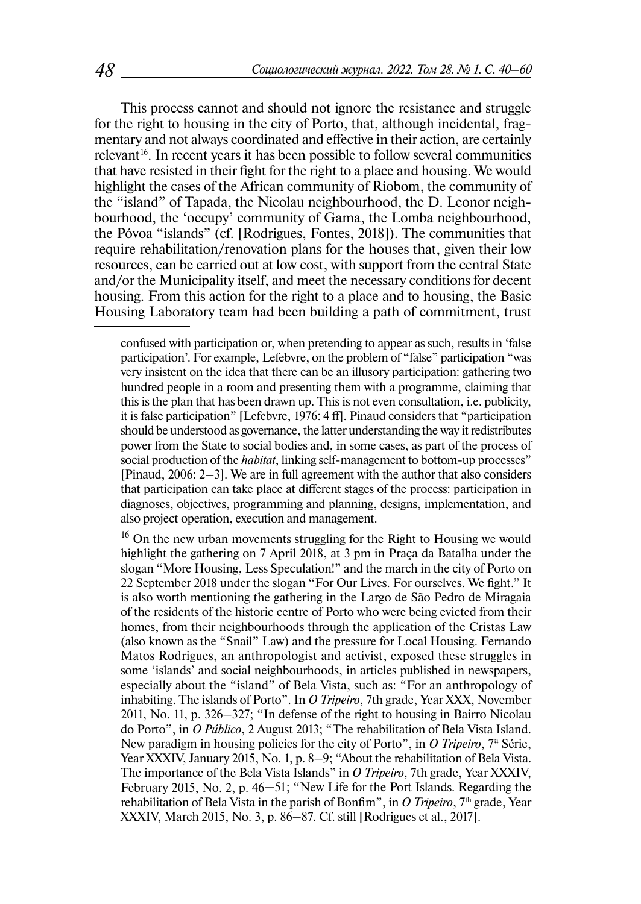This process cannot and should not ignore the resistance and struggle for the right to housing in the city of Porto, that, although incidental, fragmentary and not always coordinated and effective in their action, are certainly relevant[16]. In recent years it has been possible to follow several communities that have resisted in their fight for the right to a place and housing. We would highlight the cases of the African community of Riobom, the community of the "island" of Tapada, the Nicolau neighbourhood, the D. Leonor neighbourhood, the 'occupy' community of Gama, the Lomba neighbourhood, the Póvoa "islands" (cf. [Rodrigues, Fontes, 2018]). The communities that require rehabilitation/renovation plans for the houses that, given their low resources, can be carried out at low cost, with support from the central State and/or the Municipality itself, and meet the necessary conditions for decent housing. From this action for the right to a place and to housing, the Basic Housing Laboratory team had been building a path of commitment, trust

---

confused with participation or, when pretending to appear as such, results in 'false participation'. For example, Lefebvre, on the problem of "false" participation "was very insistent on the idea that there can be an illusory participation: gathering two hundred people in a room and presenting them with a programme, claiming that this is the plan that has been drawn up. This is not even consultation, i.e. publicity, it is false participation" [Lefebvre, 1976: 4 ff]. Pinaud considers that "participation should be understood as governance, the latter understanding the way it redistributes power from the State to social bodies and, in some cases, as part of the process of social production of the *habitat*, linking self-management to bottom-up processes" [Pinaud, 2006: 2–3]. We are in full agreement with the author that also considers that participation can take place at different stages of the process: participation in diagnoses, objectives, programming and planning, designs, implementation, and also project operation, execution and management.

[16] On the new urban movements struggling for the Right to Housing we would highlight the gathering on 7 April 2018, at 3 pm in Praça da Batalha under the slogan "More Housing, Less Speculation!" and the march in the city of Porto on 22 September 2018 under the slogan "For Our Lives. For ourselves. We fight." It is also worth mentioning the gathering in the Largo de São Pedro de Miragaia of the residents of the historic centre of Porto who were being evicted from their homes, from their neighbourhoods through the application of the Cristas Law (also known as the "Snail" Law) and the pressure for Local Housing. Fernando Matos Rodrigues, an anthropologist and activist, exposed these struggles in some 'islands' and social neighbourhoods, in articles published in newspapers, especially about the "island" of Bela Vista, such as: "For an anthropology of inhabiting. The islands of Porto". In *O Tripeiro*, 7th grade, Year XXX, November 2011, No. 11, p. 326–327; "In defense of the right to housing in Bairro Nicolau do Porto", in *O Público*, 2 August 2013; "The rehabilitation of Bela Vista Island. New paradigm in housing policies for the city of Porto", in *O Tripeiro*, 7ª Série, Year XXXIV, January 2015, No. 1, p. 8–9; "About the rehabilitation of Bela Vista. The importance of the Bela Vista Islands" in *O Tripeiro*, 7th grade, Year XXXIV, February 2015, No. 2, p. 46–51; "New Life for the Port Islands. Regarding the rehabilitation of Bela Vista in the parish of Bonfim", in *O Tripeiro*, 7th grade, Year XXXIV, March 2015, No. 3, p. 86–87. Cf. still [Rodrigues et al., 2017].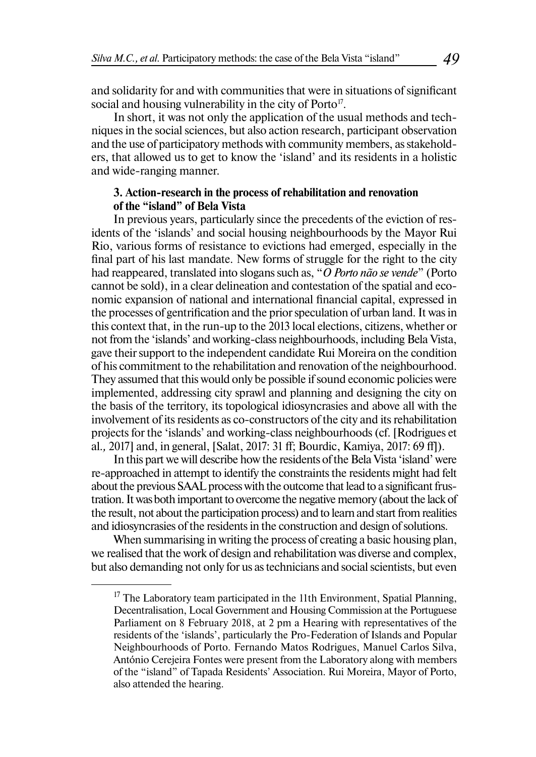and solidarity for and with communities that were in situations of significant social and housing vulnerability in the city of Porto[17].

In short, it was not only the application of the usual methods and techniques in the social sciences, but also action research, participant observation and the use of participatory methods with community members, as stakeholders, that allowed us to get to know the 'island' and its residents in a holistic and wide-ranging manner.

### 3. Action-research in the process of rehabilitation and renovation of the "island" of Bela Vista

In previous years, particularly since the precedents of the eviction of residents of the 'islands' and social housing neighbourhoods by the Mayor Rui Rio, various forms of resistance to evictions had emerged, especially in the final part of his last mandate. New forms of struggle for the right to the city had reappeared, translated into slogans such as, "*O Porto não se vende*" (Porto cannot be sold), in a clear delineation and contestation of the spatial and economic expansion of national and international financial capital, expressed in the processes of gentrification and the prior speculation of urban land. It was in this context that, in the run-up to the 2013 local elections, citizens, whether or not from the 'islands' and working-class neighbourhoods, including Bela Vista, gave their support to the independent candidate Rui Moreira on the condition of his commitment to the rehabilitation and renovation of the neighbourhood. They assumed that this would only be possible if sound economic policies were implemented, addressing city sprawl and planning and designing the city on the basis of the territory, its topological idiosyncrasies and above all with the involvement of its residents as co-constructors of the city and its rehabilitation projects for the 'islands' and working-class neighbourhoods (cf. [Rodrigues et al., 2017] and, in general, [Salat, 2017: 31 ff; Bourdic, Kamiya, 2017: 69 ff]).

In this part we will describe how the residents of the Bela Vista 'island' were re-approached in attempt to identify the constraints the residents might had felt about the previous SAAL process with the outcome that lead to a significant frustration. It was both important to overcome the negative memory (about the lack of the result, not about the participation process) and to learn and start from realities and idiosyncrasies of the residents in the construction and design of solutions.

When summarising in writing the process of creating a basic housing plan, we realised that the work of design and rehabilitation was diverse and complex, but also demanding not only for us as technicians and social scientists, but even

---

[17] The Laboratory team participated in the 11th Environment, Spatial Planning, Decentralisation, Local Government and Housing Commission at the Portuguese Parliament on 8 February 2018, at 2 pm a Hearing with representatives of the residents of the 'islands', particularly the Pro-Federation of Islands and Popular Neighbourhoods of Porto. Fernando Matos Rodrigues, Manuel Carlos Silva, António Cerejeira Fontes were present from the Laboratory along with members of the "island" of Tapada Residents' Association. Rui Moreira, Mayor of Porto, also attended the hearing.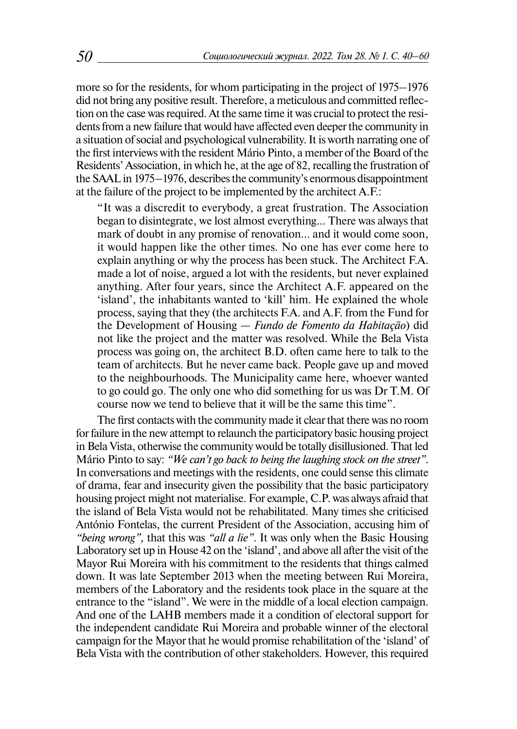more so for the residents, for whom participating in the project of 1975–1976 did not bring any positive result. Therefore, a meticulous and committed reflection on the case was required. At the same time it was crucial to protect the residents from a new failure that would have affected even deeper the community in a situation of social and psychological vulnerability. It is worth narrating one of the first interviews with the resident Mário Pinto, a member of the Board of the Residents' Association, in which he, at the age of 82, recalling the frustration of the SAAL in 1975–1976, describes the community's enormous disappointment at the failure of the project to be implemented by the architect A.F.:

> "It was a discredit to everybody, a great frustration. The Association began to disintegrate, we lost almost everything... There was always that mark of doubt in any promise of renovation... and it would come soon, it would happen like the other times. No one has ever come here to explain anything or why the process has been stuck. The Architect F.A. made a lot of noise, argued a lot with the residents, but never explained anything. After four years, since the Architect A.F. appeared on the 'island', the inhabitants wanted to 'kill' him. He explained the whole process, saying that they (the architects F.A. and A.F. from the Fund for the Development of Housing — *Fundo de Fomento da Habitação*) did not like the project and the matter was resolved. While the Bela Vista process was going on, the architect B.D. often came here to talk to the team of architects. But he never came back. People gave up and moved to the neighbourhoods. The Municipality came here, whoever wanted to go could go. The only one who did something for us was Dr T.M. Of course now we tend to believe that it will be the same this time".

The first contacts with the community made it clear that there was no room for failure in the new attempt to relaunch the participatory basic housing project in Bela Vista, otherwise the community would be totally disillusioned. That led Mário Pinto to say: *"We can't go back to being the laughing stock on the street"*. In conversations and meetings with the residents, one could sense this climate of drama, fear and insecurity given the possibility that the basic participatory housing project might not materialise. For example, C.P. was always afraid that the island of Bela Vista would not be rehabilitated. Many times she criticised António Fontelas, the current President of the Association, accusing him of *"being wrong",* that this was *"all a lie"*. It was only when the Basic Housing Laboratory set up in House 42 on the 'island', and above all after the visit of the Mayor Rui Moreira with his commitment to the residents that things calmed down. It was late September 2013 when the meeting between Rui Moreira, members of the Laboratory and the residents took place in the square at the entrance to the "island". We were in the middle of a local election campaign. And one of the LAHB members made it a condition of electoral support for the independent candidate Rui Moreira and probable winner of the electoral campaign for the Mayor that he would promise rehabilitation of the 'island' of Bela Vista with the contribution of other stakeholders. However, this required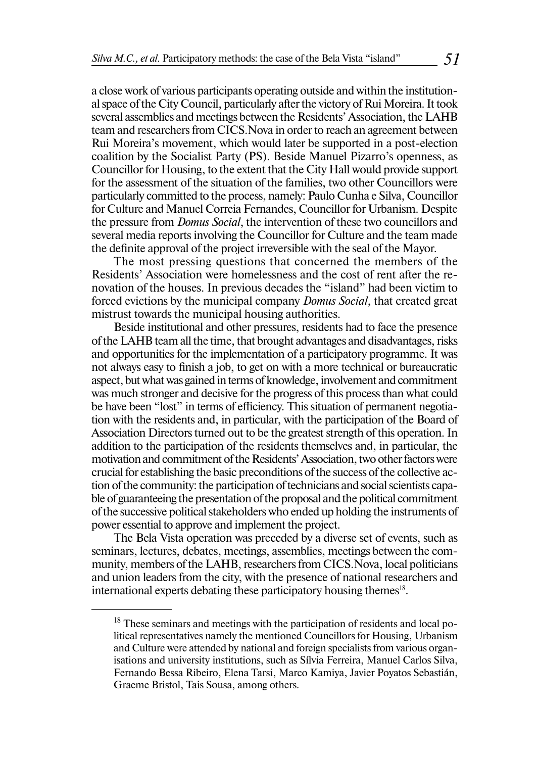a close work of various participants operating outside and within the institutional space of the City Council, particularly after the victory of Rui Moreira. It took several assemblies and meetings between the Residents' Association, the LAHB team and researchers from CICS.Nova in order to reach an agreement between Rui Moreira's movement, which would later be supported in a post-election coalition by the Socialist Party (PS). Beside Manuel Pizarro's openness, as Councillor for Housing, to the extent that the City Hall would provide support for the assessment of the situation of the families, two other Councillors were particularly committed to the process, namely: Paulo Cunha e Silva, Councillor for Culture and Manuel Correia Fernandes, Councillor for Urbanism. Despite the pressure from *Domus Social*, the intervention of these two councillors and several media reports involving the Councillor for Culture and the team made the definite approval of the project irreversible with the seal of the Mayor.

The most pressing questions that concerned the members of the Residents' Association were homelessness and the cost of rent after the renovation of the houses. In previous decades the "island" had been victim to forced evictions by the municipal company *Domus Social*, that created great mistrust towards the municipal housing authorities.

Beside institutional and other pressures, residents had to face the presence of the LAHB team all the time, that brought advantages and disadvantages, risks and opportunities for the implementation of a participatory programme. It was not always easy to finish a job, to get on with a more technical or bureaucratic aspect, but what was gained in terms of knowledge, involvement and commitment was much stronger and decisive for the progress of this process than what could be have been "lost" in terms of efficiency. This situation of permanent negotiation with the residents and, in particular, with the participation of the Board of Association Directors turned out to be the greatest strength of this operation. In addition to the participation of the residents themselves and, in particular, the motivation and commitment of the Residents' Association, two other factors were crucial for establishing the basic preconditions of the success of the collective action of the community: the participation of technicians and social scientists capable of guaranteeing the presentation of the proposal and the political commitment of the successive political stakeholders who ended up holding the instruments of power essential to approve and implement the project.

The Bela Vista operation was preceded by a diverse set of events, such as seminars, lectures, debates, meetings, assemblies, meetings between the community, members of the LAHB, researchers from CICS.Nova, local politicians and union leaders from the city, with the presence of national researchers and international experts debating these participatory housing themes[18].

---

[18] These seminars and meetings with the participation of residents and local political representatives namely the mentioned Councillors for Housing, Urbanism and Culture were attended by national and foreign specialists from various organisations and university institutions, such as Sílvia Ferreira, Manuel Carlos Silva, Fernando Bessa Ribeiro, Elena Tarsi, Marco Kamiya, Javier Poyatos Sebastián, Graeme Bristol, Tais Sousa, among others.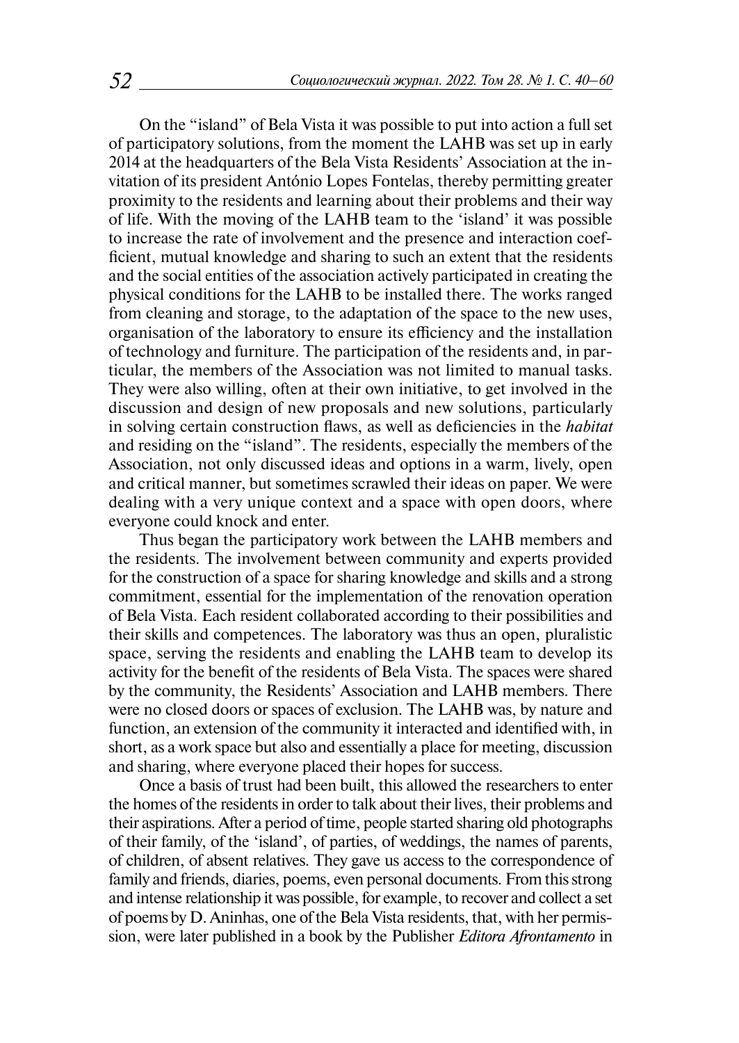On the "island" of Bela Vista it was possible to put into action a full set of participatory solutions, from the moment the LAHB was set up in early 2014 at the headquarters of the Bela Vista Residents' Association at the invitation of its president António Lopes Fontelas, thereby permitting greater proximity to the residents and learning about their problems and their way of life. With the moving of the LAHB team to the 'island' it was possible to increase the rate of involvement and the presence and interaction coefficient, mutual knowledge and sharing to such an extent that the residents and the social entities of the association actively participated in creating the physical conditions for the LAHB to be installed there. The works ranged from cleaning and storage, to the adaptation of the space to the new uses, organisation of the laboratory to ensure its efficiency and the installation of technology and furniture. The participation of the residents and, in particular, the members of the Association was not limited to manual tasks. They were also willing, often at their own initiative, to get involved in the discussion and design of new proposals and new solutions, particularly in solving certain construction flaws, as well as deficiencies in the *habitat* and residing on the "island". The residents, especially the members of the Association, not only discussed ideas and options in a warm, lively, open and critical manner, but sometimes scrawled their ideas on paper. We were dealing with a very unique context and a space with open doors, where everyone could knock and enter.

Thus began the participatory work between the LAHB members and the residents. The involvement between community and experts provided for the construction of a space for sharing knowledge and skills and a strong commitment, essential for the implementation of the renovation operation of Bela Vista. Each resident collaborated according to their possibilities and their skills and competences. The laboratory was thus an open, pluralistic space, serving the residents and enabling the LAHB team to develop its activity for the benefit of the residents of Bela Vista. The spaces were shared by the community, the Residents' Association and LAHB members. There were no closed doors or spaces of exclusion. The LAHB was, by nature and function, an extension of the community it interacted and identified with, in short, as a work space but also and essentially a place for meeting, discussion and sharing, where everyone placed their hopes for success.

Once a basis of trust had been built, this allowed the researchers to enter the homes of the residents in order to talk about their lives, their problems and their aspirations. After a period of time, people started sharing old photographs of their family, of the 'island', of parties, of weddings, the names of parents, of children, of absent relatives. They gave us access to the correspondence of family and friends, diaries, poems, even personal documents. From this strong and intense relationship it was possible, for example, to recover and collect a set of poems by D. Aninhas, one of the Bela Vista residents, that, with her permission, were later published in a book by the Publisher *Editora Afrontamento* in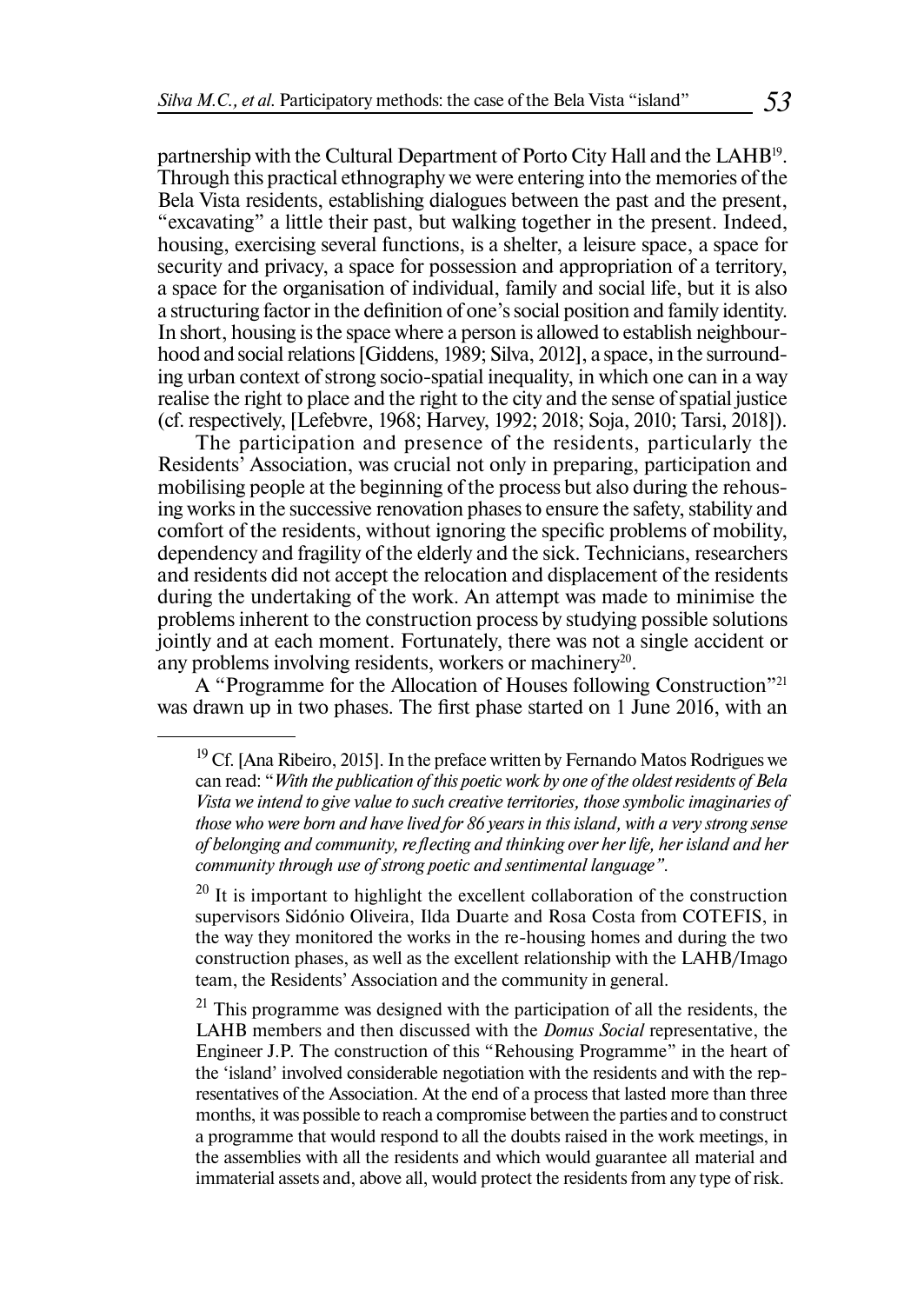partnership with the Cultural Department of Porto City Hall and the LAHB[19]. Through this practical ethnography we were entering into the memories of the Bela Vista residents, establishing dialogues between the past and the present, "excavating" a little their past, but walking together in the present. Indeed, housing, exercising several functions, is a shelter, a leisure space, a space for security and privacy, a space for possession and appropriation of a territory, a space for the organisation of individual, family and social life, but it is also a structuring factor in the definition of one's social position and family identity. In short, housing is the space where a person is allowed to establish neighbourhood and social relations [Giddens, 1989; Silva, 2012], a space, in the surrounding urban context of strong socio-spatial inequality, in which one can in a way realise the right to place and the right to the city and the sense of spatial justice (cf. respectively, [Lefebvre, 1968; Harvey, 1992; 2018; Soja, 2010; Tarsi, 2018]).

The participation and presence of the residents, particularly the Residents' Association, was crucial not only in preparing, participation and mobilising people at the beginning of the process but also during the rehousing works in the successive renovation phases to ensure the safety, stability and comfort of the residents, without ignoring the specific problems of mobility, dependency and fragility of the elderly and the sick. Technicians, researchers and residents did not accept the relocation and displacement of the residents during the undertaking of the work. An attempt was made to minimise the problems inherent to the construction process by studying possible solutions jointly and at each moment. Fortunately, there was not a single accident or any problems involving residents, workers or machinery[20].

A "Programme for the Allocation of Houses following Construction"[21] was drawn up in two phases. The first phase started on 1 June 2016, with an

---

[19] Cf. [Ana Ribeiro, 2015]. In the preface written by Fernando Matos Rodrigues we can read: "*With the publication of this poetic work by one of the oldest residents of Bela Vista we intend to give value to such creative territories, those symbolic imaginaries of those who were born and have lived for 86 years in this island, with a very strong sense of belonging and community, reflecting and thinking over her life, her island and her community through use of strong poetic and sentimental language*".

[20] It is important to highlight the excellent collaboration of the construction supervisors Sidónio Oliveira, Ilda Duarte and Rosa Costa from COTEFIS, in the way they monitored the works in the re-housing homes and during the two construction phases, as well as the excellent relationship with the LAHB/Imago team, the Residents' Association and the community in general.

[21] This programme was designed with the participation of all the residents, the LAHB members and then discussed with the *Domus Social* representative, the Engineer J.P. The construction of this "Rehousing Programme" in the heart of the 'island' involved considerable negotiation with the residents and with the representatives of the Association. At the end of a process that lasted more than three months, it was possible to reach a compromise between the parties and to construct a programme that would respond to all the doubts raised in the work meetings, in the assemblies with all the residents and which would guarantee all material and immaterial assets and, above all, would protect the residents from any type of risk.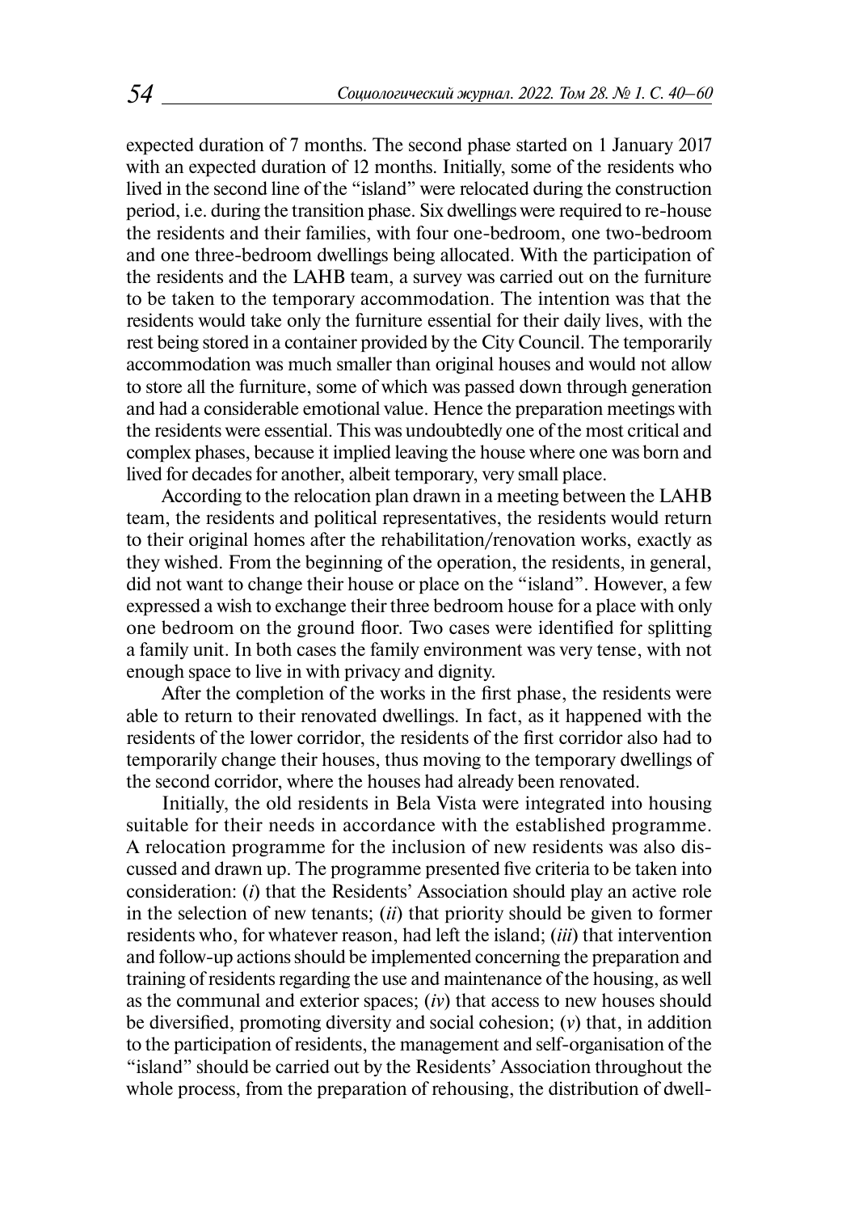expected duration of 7 months. The second phase started on 1 January 2017 with an expected duration of 12 months. Initially, some of the residents who lived in the second line of the "island" were relocated during the construction period, i.e. during the transition phase. Six dwellings were required to re-house the residents and their families, with four one-bedroom, one two-bedroom and one three-bedroom dwellings being allocated. With the participation of the residents and the LAHB team, a survey was carried out on the furniture to be taken to the temporary accommodation. The intention was that the residents would take only the furniture essential for their daily lives, with the rest being stored in a container provided by the City Council. The temporarily accommodation was much smaller than original houses and would not allow to store all the furniture, some of which was passed down through generation and had a considerable emotional value. Hence the preparation meetings with the residents were essential. This was undoubtedly one of the most critical and complex phases, because it implied leaving the house where one was born and lived for decades for another, albeit temporary, very small place.

According to the relocation plan drawn in a meeting between the LAHB team, the residents and political representatives, the residents would return to their original homes after the rehabilitation/renovation works, exactly as they wished. From the beginning of the operation, the residents, in general, did not want to change their house or place on the "island". However, a few expressed a wish to exchange their three bedroom house for a place with only one bedroom on the ground floor. Two cases were identified for splitting a family unit. In both cases the family environment was very tense, with not enough space to live in with privacy and dignity.

After the completion of the works in the first phase, the residents were able to return to their renovated dwellings. In fact, as it happened with the residents of the lower corridor, the residents of the first corridor also had to temporarily change their houses, thus moving to the temporary dwellings of the second corridor, where the houses had already been renovated.

Initially, the old residents in Bela Vista were integrated into housing suitable for their needs in accordance with the established programme. A relocation programme for the inclusion of new residents was also discussed and drawn up. The programme presented five criteria to be taken into consideration: (*i*) that the Residents' Association should play an active role in the selection of new tenants; (*ii*) that priority should be given to former residents who, for whatever reason, had left the island; (*iii*) that intervention and follow-up actions should be implemented concerning the preparation and training of residents regarding the use and maintenance of the housing, as well as the communal and exterior spaces; (*iv*) that access to new houses should be diversified, promoting diversity and social cohesion; (*v*) that, in addition to the participation of residents, the management and self-organisation of the "island" should be carried out by the Residents' Association throughout the whole process, from the preparation of rehousing, the distribution of dwell-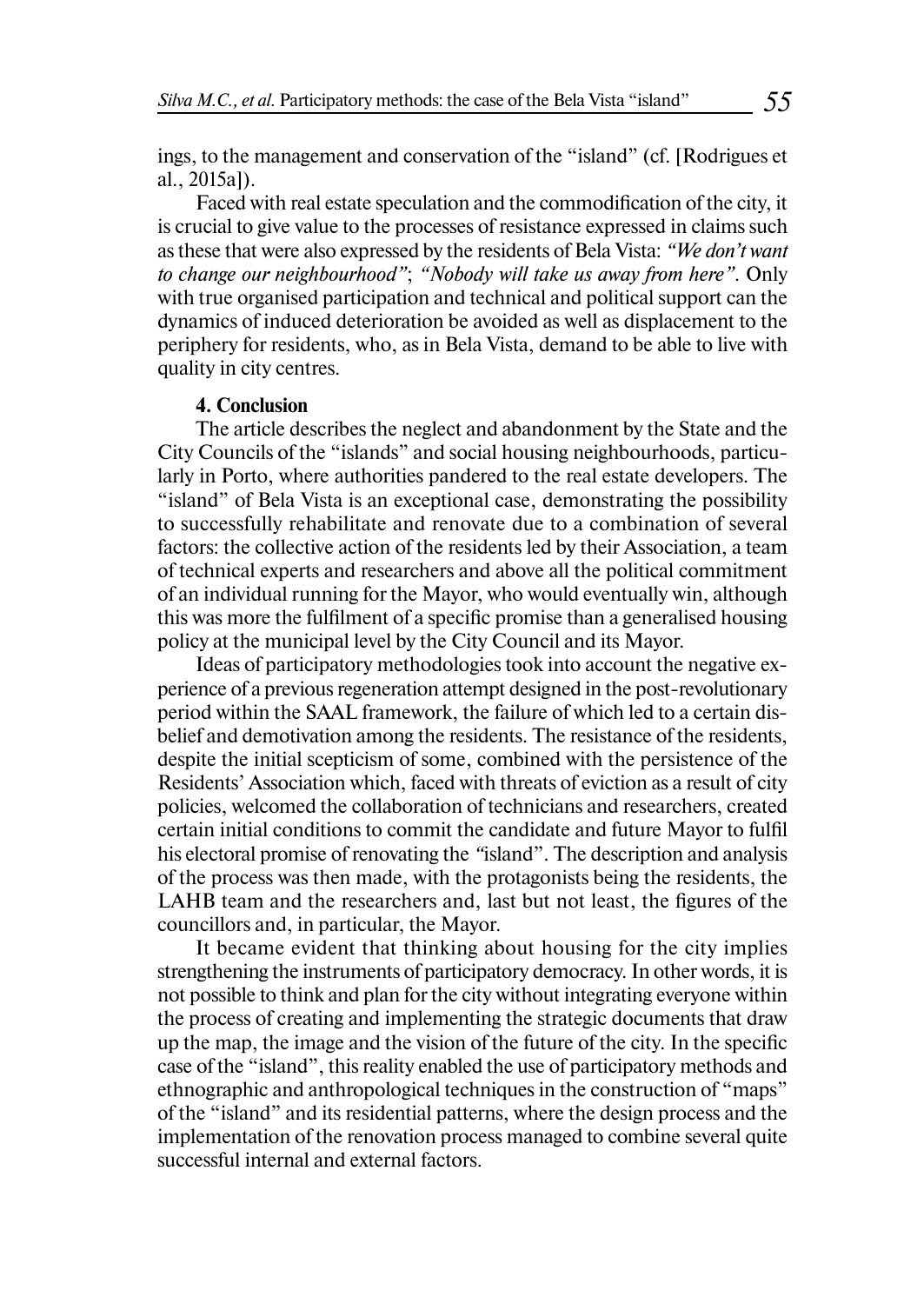ings, to the management and conservation of the "island" (cf. [Rodrigues et al., 2015a]).

Faced with real estate speculation and the commodification of the city, it is crucial to give value to the processes of resistance expressed in claims such as these that were also expressed by the residents of Bela Vista: *"We don't want to change our neighbourhood"*; *"Nobody will take us away from here"*. Only with true organised participation and technical and political support can the dynamics of induced deterioration be avoided as well as displacement to the periphery for residents, who, as in Bela Vista, demand to be able to live with quality in city centres.

**4. Conclusion**

The article describes the neglect and abandonment by the State and the City Councils of the "islands" and social housing neighbourhoods, particularly in Porto, where authorities pandered to the real estate developers. The "island" of Bela Vista is an exceptional case, demonstrating the possibility to successfully rehabilitate and renovate due to a combination of several factors: the collective action of the residents led by their Association, a team of technical experts and researchers and above all the political commitment of an individual running for the Mayor, who would eventually win, although this was more the fulfilment of a specific promise than a generalised housing policy at the municipal level by the City Council and its Mayor.

Ideas of participatory methodologies took into account the negative experience of a previous regeneration attempt designed in the post-revolutionary period within the SAAL framework, the failure of which led to a certain disbelief and demotivation among the residents. The resistance of the residents, despite the initial scepticism of some, combined with the persistence of the Residents' Association which, faced with threats of eviction as a result of city policies, welcomed the collaboration of technicians and researchers, created certain initial conditions to commit the candidate and future Mayor to fulfil his electoral promise of renovating the "island". The description and analysis of the process was then made, with the protagonists being the residents, the LAHB team and the researchers and, last but not least, the figures of the councillors and, in particular, the Mayor.

It became evident that thinking about housing for the city implies strengthening the instruments of participatory democracy. In other words, it is not possible to think and plan for the city without integrating everyone within the process of creating and implementing the strategic documents that draw up the map, the image and the vision of the future of the city. In the specific case of the "island", this reality enabled the use of participatory methods and ethnographic and anthropological techniques in the construction of "maps" of the "island" and its residential patterns, where the design process and the implementation of the renovation process managed to combine several quite successful internal and external factors.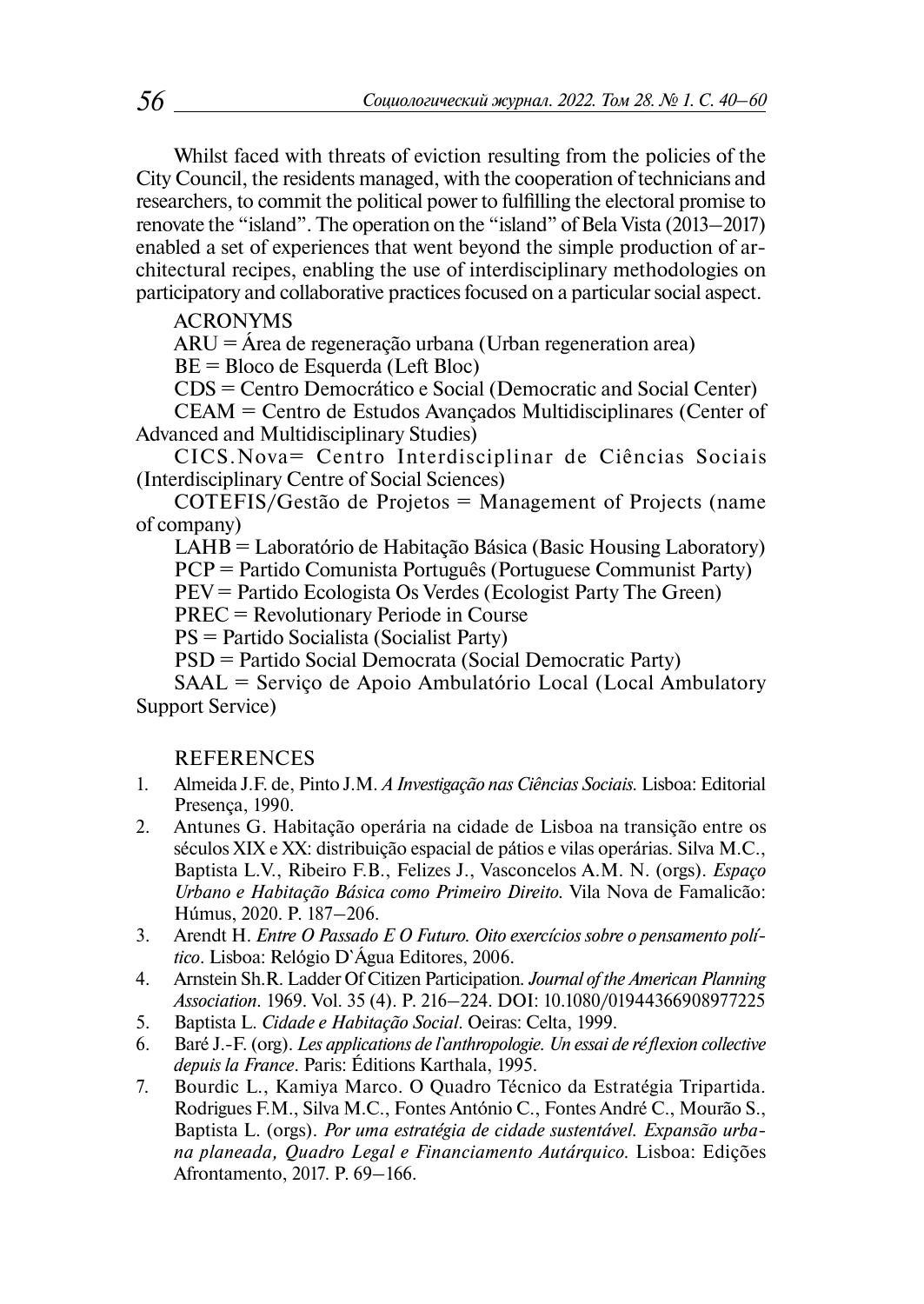Whilst faced with threats of eviction resulting from the policies of the City Council, the residents managed, with the cooperation of technicians and researchers, to commit the political power to fulfilling the electoral promise to renovate the "island". The operation on the "island" of Bela Vista (2013–2017) enabled a set of experiences that went beyond the simple production of architectural recipes, enabling the use of interdisciplinary methodologies on participatory and collaborative practices focused on a particular social aspect.

ACRONYMS

ARU = Área de regeneração urbana (Urban regeneration area)

BE = Bloco de Esquerda (Left Bloc)

CDS = Centro Democrático e Social (Democratic and Social Center)

CEAM = Centro de Estudos Avançados Multidisciplinares (Center of Advanced and Multidisciplinary Studies)

CICS.Nova= Centro Interdisciplinar de Ciências Sociais (Interdisciplinary Centre of Social Sciences)

COTEFIS/Gestão de Projetos = Management of Projects (name of company)

LAHB = Laboratório de Habitação Básica (Basic Housing Laboratory)

PCP = Partido Comunista Português (Portuguese Communist Party)

PEV = Partido Ecologista Os Verdes (Ecologist Party The Green)

PREC = Revolutionary Periode in Course

PS = Partido Socialista (Socialist Party)

PSD = Partido Social Democrata (Social Democratic Party)

SAAL = Serviço de Apoio Ambulatório Local (Local Ambulatory Support Service)

## REFERENCES

1. Almeida J.F. de, Pinto J.M. *A Investigação nas Ciências Sociais*. Lisboa: Editorial Presença, 1990.
2. Antunes G. Habitação operária na cidade de Lisboa na transição entre os séculos XIX e XX: distribuição espacial de pátios e vilas operárias. Silva M.C., Baptista L.V., Ribeiro F.B., Felizes J., Vasconcelos A.M. N. (orgs). *Espaço Urbano e Habitação Básica como Primeiro Direito*. Vila Nova de Famalicão: Húmus, 2020. P. 187–206.
3. Arendt H. *Entre O Passado E O Futuro. Oito exercícios sobre o pensamento político*. Lisboa: Relógio D`Água Editores, 2006.
4. Arnstein Sh.R. Ladder Of Citizen Participation. *Journal of the American Planning Association*. 1969. Vol. 35 (4). P. 216–224. DOI: 10.1080/01944366908977225
5. Baptista L. *Cidade e Habitação Social*. Oeiras: Celta, 1999.
6. Baré J.-F. (org). *Les applications de l'anthropologie. Un essai de réflexion collective depuis la France*. Paris: Éditions Karthala, 1995.
7. Bourdic L., Kamiya Marco. O Quadro Técnico da Estratégia Tripartida. Rodrigues F.M., Silva M.C., Fontes António C., Fontes André C., Mourão S., Baptista L. (orgs). *Por uma estratégia de cidade sustentável. Expansão urbana planeada, Quadro Legal e Financiamento Autárquico*. Lisboa: Edições Afrontamento, 2017. P. 69–166.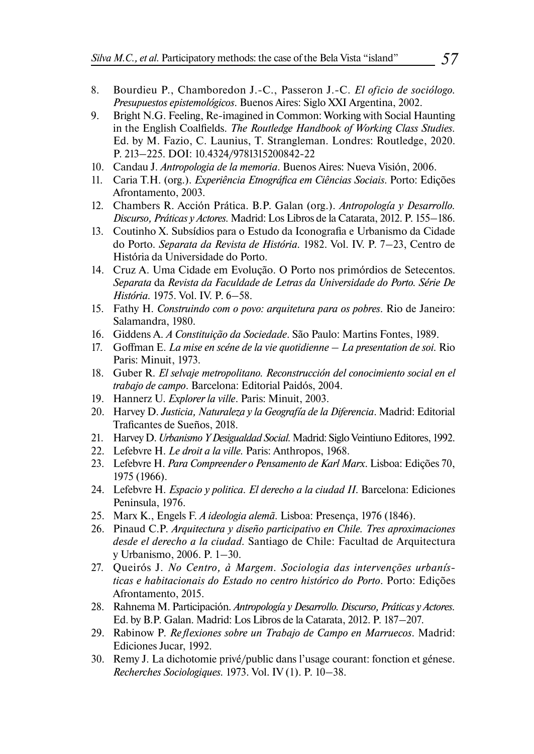8. Bourdieu P., Chamboredon J.-C., Passeron J.-C. *El oficio de sociólogo. Presupuestos epistemológicos*. Buenos Aires: Siglo XXI Argentina, 2002.
9. Bright N.G. Feeling, Re-imagined in Common: Working with Social Haunting in the English Coalfields. *The Routledge Handbook of Working Class Studies*. Ed. by M. Fazio, C. Launius, T. Strangleman. Londres: Routledge, 2020. P. 213–225. DOI: 10.4324/9781315200842-22
10. Candau J. *Antropologia de la memoria*. Buenos Aires: Nueva Visión, 2006.
11. Caria T.H. (org.). *Experiência Etnográfica em Ciências Sociais*. Porto: Edições Afrontamento, 2003.
12. Chambers R. Acción Prática. B.P. Galan (org.). *Antropología y Desarrollo. Discurso, Práticas y Actores*. Madrid: Los Libros de la Catarata, 2012. P. 155–186.
13. Coutinho X. Subsídios para o Estudo da Iconografia e Urbanismo da Cidade do Porto. *Separata da Revista de História*. 1982. Vol. IV. P. 7–23, Centro de História da Universidade do Porto.
14. Cruz A. Uma Cidade em Evolução. O Porto nos primórdios de Setecentos. *Separata* da *Revista da Faculdade de Letras da Universidade do Porto. Série De História*. 1975. Vol. IV. P. 6–58.
15. Fathy H. *Construindo com o povo: arquitetura para os pobres*. Rio de Janeiro: Salamandra, 1980.
16. Giddens A. *A Constituição da Sociedade*. São Paulo: Martins Fontes, 1989.
17. Goffman E. *La mise en scéne de la vie quotidienne – La presentation de soi*. Rio Paris: Minuit, 1973.
18. Guber R. *El selvaje metropolitano. Reconstrucción del conocimiento social en el trabajo de campo*. Barcelona: Editorial Paidós, 2004.
19. Hannerz U. *Explorer la ville*. Paris: Minuit, 2003.
20. Harvey D. *Justicia, Naturaleza y la Geografía de la Diferencia*. Madrid: Editorial Traficantes de Sueños, 2018.
21. Harvey D. *Urbanismo Y Desigualdad Social*. Madrid: Siglo Veintiuno Editores, 1992.
22. Lefebvre H. *Le droit a la ville*. Paris: Anthropos, 1968.
23. Lefebvre H. *Para Compreender o Pensamento de Karl Marx*. Lisboa: Edições 70, 1975 (1966).
24. Lefebvre H. *Espacio y politica. El derecho a la ciudad II*. Barcelona: Ediciones Peninsula, 1976.
25. Marx K., Engels F. *A ideologia alemã*. Lisboa: Presença, 1976 (1846).
26. Pinaud C.P. *Arquitectura y diseño participativo en Chile. Tres aproximaciones desde el derecho a la ciudad*. Santiago de Chile: Facultad de Arquitectura y Urbanismo, 2006. P. 1–30.
27. Queirós J. *No Centro, à Margem. Sociologia das intervenções urbanísticas e habitacionais do Estado no centro histórico do Porto*. Porto: Edições Afrontamento, 2015.
28. Rahnema M. Participación. *Antropología y Desarrollo. Discurso, Práticas y Actores*. Ed. by B.P. Galan. Madrid: Los Libros de la Catarata, 2012. P. 187–207.
29. Rabinow P. *Reflexiones sobre un Trabajo de Campo en Marruecos*. Madrid: Ediciones Jucar, 1992.
30. Remy J. La dichotomie privé/public dans l'usage courant: fonction et génese. *Recherches Sociologiques*. 1973. Vol. IV (1). P. 10–38.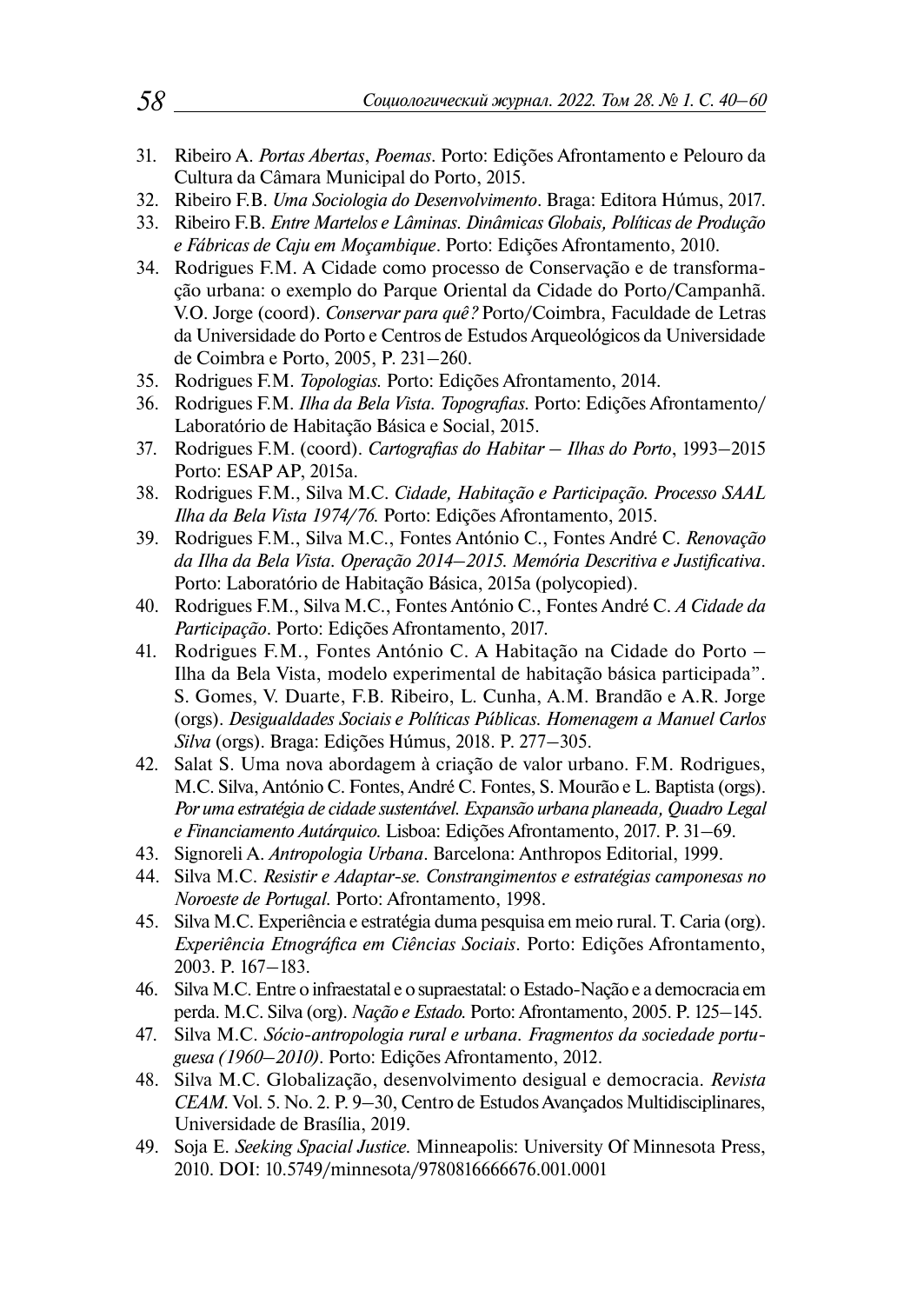31. Ribeiro A. *Portas Abertas*, *Poemas*. Porto: Edições Afrontamento e Pelouro da Cultura da Câmara Municipal do Porto, 2015.
32. Ribeiro F.B. *Uma Sociologia do Desenvolvimento*. Braga: Editora Húmus, 2017.
33. Ribeiro F.B. *Entre Martelos e Lâminas. Dinâmicas Globais, Políticas de Produção e Fábricas de Caju em Moçambique*. Porto: Edições Afrontamento, 2010.
34. Rodrigues F.M. A Cidade como processo de Conservação e de transformação urbana: o exemplo do Parque Oriental da Cidade do Porto/Campanhã. V.O. Jorge (coord). *Conservar para quê?* Porto/Coimbra, Faculdade de Letras da Universidade do Porto e Centros de Estudos Arqueológicos da Universidade de Coimbra e Porto, 2005, P. 231–260.
35. Rodrigues F.M. *Topologias.* Porto: Edições Afrontamento, 2014.
36. Rodrigues F.M. *Ilha da Bela Vista. Topografias*. Porto: Edições Afrontamento/ Laboratório de Habitação Básica e Social, 2015.
37. Rodrigues F.M. (coord). *Cartografias do Habitar – Ilhas do Porto*, 1993–2015 Porto: ESAP AP, 2015a.
38. Rodrigues F.M., Silva M.C. *Cidade, Habitação e Participação. Processo SAAL Ilha da Bela Vista 1974/76.* Porto: Edições Afrontamento, 2015.
39. Rodrigues F.M., Silva M.C., Fontes António C., Fontes André C. *Renovação da Ilha da Bela Vista. Operação 2014–2015. Memória Descritiva e Justificativa*. Porto: Laboratório de Habitação Básica, 2015a (polycopied).
40. Rodrigues F.M., Silva M.C., Fontes António C., Fontes André C. *A Cidade da Participação*. Porto: Edições Afrontamento, 2017.
41. Rodrigues F.M., Fontes António C. A Habitação na Cidade do Porto – Ilha da Bela Vista, modelo experimental de habitação básica participada". S. Gomes, V. Duarte, F.B. Ribeiro, L. Cunha, A.M. Brandão e A.R. Jorge (orgs). *Desigualdades Sociais e Políticas Públicas. Homenagem a Manuel Carlos Silva* (orgs). Braga: Edições Húmus, 2018. P. 277–305.
42. Salat S. Uma nova abordagem à criação de valor urbano. F.M. Rodrigues, M.C. Silva, António C. Fontes, André C. Fontes, S. Mourão e L. Baptista (orgs). *Por uma estratégia de cidade sustentável. Expansão urbana planeada, Quadro Legal e Financiamento Autárquico.* Lisboa: Edições Afrontamento, 2017. P. 31–69.
43. Signoreli A. *Antropologia Urbana*. Barcelona: Anthropos Editorial, 1999.
44. Silva M.C. *Resistir e Adaptar-se. Constrangimentos e estratégias camponesas no Noroeste de Portugal*. Porto: Afrontamento, 1998.
45. Silva M.C. Experiência e estratégia duma pesquisa em meio rural. T. Caria (org). *Experiência Etnográfica em Ciências Sociais*. Porto: Edições Afrontamento, 2003. P. 167–183.
46. Silva M.C. Entre o infraestatal e o supraestatal: o Estado-Nação e a democracia em perda. M.C. Silva (org). *Nação e Estado.* Porto: Afrontamento, 2005. P. 125–145.
47. Silva M.C. *Sócio-antropologia rural e urbana. Fragmentos da sociedade portuguesa (1960–2010)*. Porto: Edições Afrontamento, 2012.
48. Silva M.C. Globalização, desenvolvimento desigual e democracia. *Revista CEAM*. Vol. 5. No. 2. P. 9–30, Centro de Estudos Avançados Multidisciplinares, Universidade de Brasília, 2019.
49. Soja E. *Seeking Spacial Justice.* Minneapolis: University Of Minnesota Press, 2010. DOI: 10.5749/minnesota/9780816666676.001.0001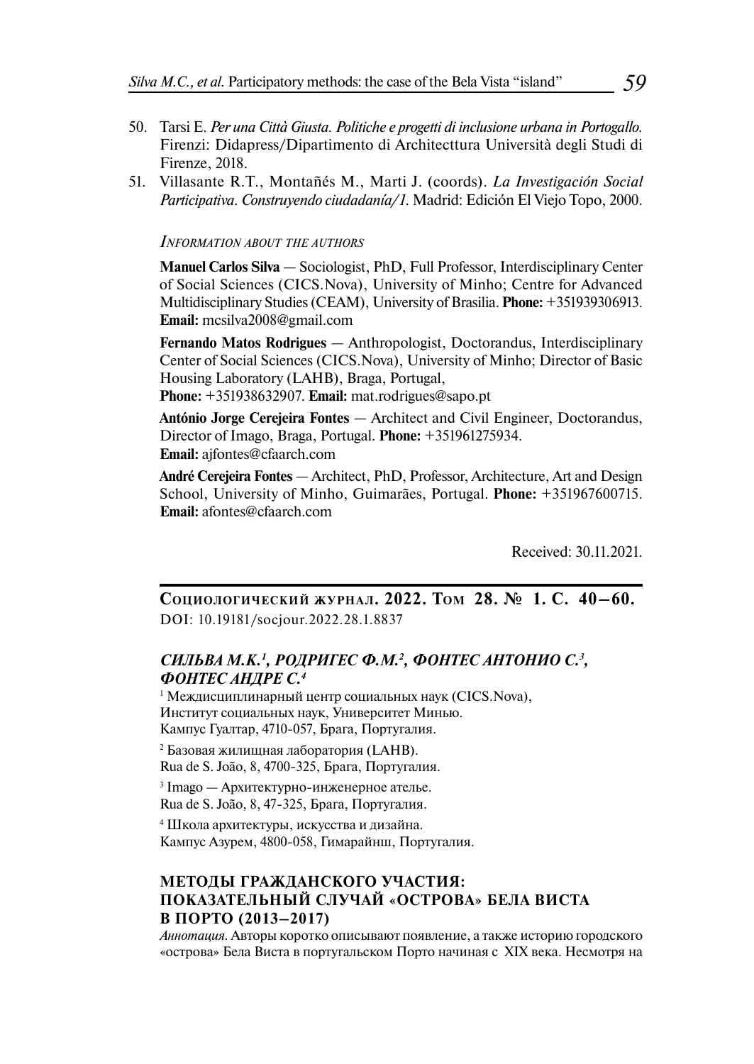50. Tarsi E. *Per una Città Giusta. Politiche e progetti di inclusione urbana in Portogallo.* Firenzi: Didapress/Dipartimento di Architecttura Università degli Studi di Firenze, 2018.
51. Villasante R.T., Montañés M., Marti J. (coords). *La Investigación Social Participativa. Construyendo ciudadanía/1.* Madrid: Edición El Viejo Topo, 2000.

*Information about the authors*

**Manuel Carlos Silva** — Sociologist, PhD, Full Professor, Interdisciplinary Center of Social Sciences (CICS.Nova), University of Minho; Centre for Advanced Multidisciplinary Studies (CEAM), University of Brasilia. **Phone:** +351939306913. **Email:** mcsilva2008@gmail.com

**Fernando Matos Rodrigues** — Anthropologist, Doctorandus, Interdisciplinary Center of Social Sciences (CICS.Nova), University of Minho; Director of Basic Housing Laboratory (LAHB), Braga, Portugal, **Phone:** +351938632907. **Email:** mat.rodrigues@sapo.pt

**António Jorge Cerejeira Fontes** — Architect and Civil Engineer, Doctorandus, Director of Imago, Braga, Portugal. **Phone:** +351961275934. **Email:** ajfontes@cfaarch.com

**André Cerejeira Fontes** — Architect, PhD, Professor, Architecture, Art and Design School, University of Minho, Guimarães, Portugal. **Phone:** +351967600715. **Email:** afontes@cfaarch.com

Received: 30.11.2021.

---

**Социологический журнал. 2022. Том 28. № 1. С. 40–60.**
DOI: 10.19181/socjour.2022.28.1.8837

***СИЛЬВА М.К.[1], РОДРИГЕС Ф.М.[2], ФОНТЕС АНТОНИО С.[3], ФОНТЕС АНДРЕ С.[4]***

[1] Междисциплинарный центр социальных наук (CICS.Nova), Институт социальных наук, Университет Миньо. Кампус Гуалтар, 4710-057, Брага, Португалия.

[2] Базовая жилищная лаборатория (LAHB). Rua de S. João, 8, 4700-325, Брага, Португалия.

[3] Imago — Архитектурно-инженерное ателье. Rua de S. João, 8, 47-325, Брага, Португалия.

[4] Школа архитектуры, искусства и дизайна. Кампус Азурем, 4800-058, Гимарайнш, Португалия.

## МЕТОДЫ ГРАЖДАНСКОГО УЧАСТИЯ: ПОКАЗАТЕЛЬНЫЙ СЛУЧАЙ «ОСТРОВА» БЕЛА ВИСТА В ПОРТО (2013–2017)

*Аннотация.* Авторы коротко описывают появление, а также историю городского «острова» Бела Виста в португальском Порто начиная с XIX века. Несмотря на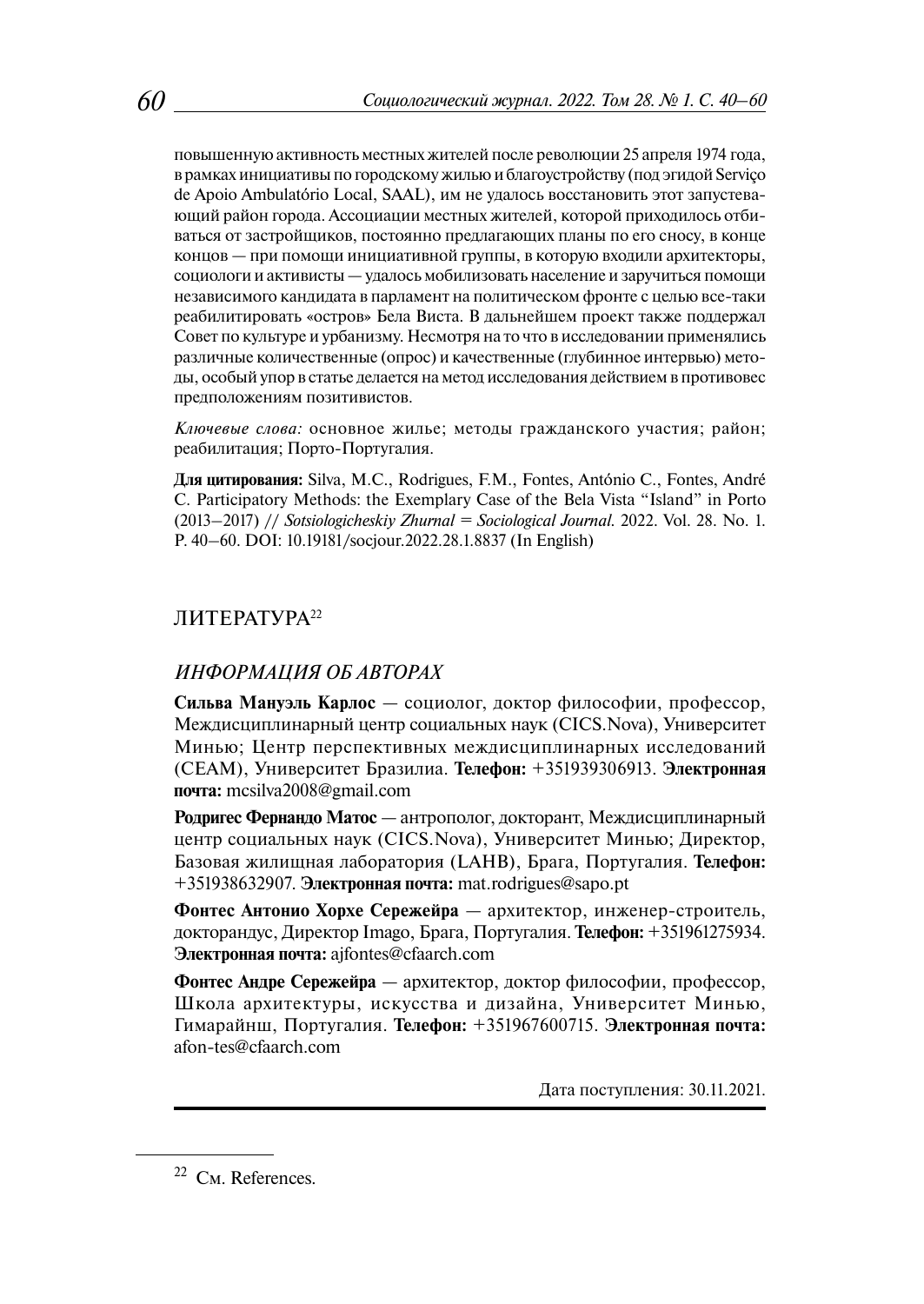повышенную активность местных жителей после революции 25 апреля 1974 года, в рамках инициативы по городскому жилью и благоустройству (под эгидой Serviço de Apoio Ambulatório Local, SAAL), им не удалось восстановить этот запустевающий район города. Ассоциации местных жителей, которой приходилось отбиваться от застройщиков, постоянно предлагающих планы по его сносу, в конце концов — при помощи инициативной группы, в которую входили архитекторы, социологи и активисты — удалось мобилизовать население и заручиться помощи независимого кандидата в парламент на политическом фронте с целью все-таки реабилитировать «остров» Бела Виста. В дальнейшем проект также поддержал Совет по культуре и урбанизму. Несмотря на то что в исследовании применялись различные количественные (опрос) и качественные (глубинное интервью) методы, особый упор в статье делается на метод исследования действием в противовес предположениям позитивистов.

*Ключевые слова:* основное жилье; методы гражданского участия; район; реабилитация; Порто-Португалия.

**Для цитирования:** Silva, M.C., Rodrigues, F.M., Fontes, António C., Fontes, André C. Participatory Methods: the Exemplary Case of the Bela Vista "Island" in Porto (2013–2017) // *Sotsiologicheskiy Zhurnal = Sociological Journal.* 2022. Vol. 28. No. 1. P. 40–60. DOI: 10.19181/socjour.2022.28.1.8837 (In English)

## ЛИТЕРАТУРА[22]

## *ИНФОРМАЦИЯ ОБ АВТОРАХ*

**Сильва Мануэль Карлос** — социолог, доктор философии, профессор, Междисциплинарный центр социальных наук (CICS.Nova), Университет Миньо; Центр перспективных междисциплинарных исследований (CEAM), Университет Бразилиа. **Телефон:** +351939306913. **Электронная почта:** mcsilva2008@gmail.com

**Родригес Фернандо Матос** — антрополог, докторант, Междисциплинарный центр социальных наук (CICS.Nova), Университет Миньо; Директор, Базовая жилищная лаборатория (LAHB), Брага, Португалия. **Телефон:** +351938632907. **Электронная почта:** mat.rodrigues@sapo.pt

**Фонтес Антонио Хорхе Сережейра** — архитектор, инженер-строитель, докторандус, Директор Imago, Брага, Португалия. **Телефон:** +351961275934. **Электронная почта:** ajfontes@cfaarch.com

**Фонтес Андре Сережейра** — архитектор, доктор философии, профессор, Школа архитектуры, искусства и дизайна, Университет Миньо, Гимарайнш, Португалия. **Телефон:** +351967600715. **Электронная почта:** afon-tes@cfaarch.com

Дата поступления: 30.11.2021.

---

[22] См. References.